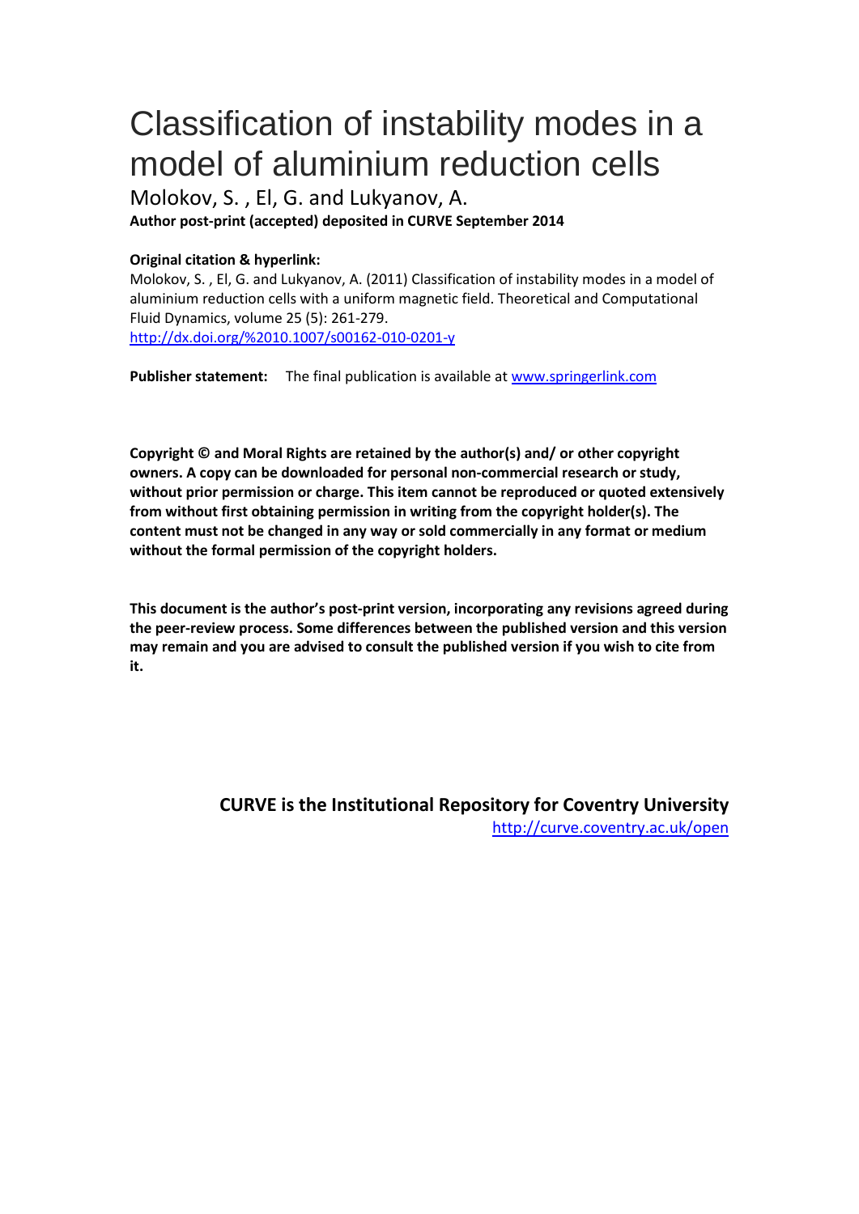# Classification of instability modes in a model of aluminium reduction cells

Molokov, S. , El, G. and Lukyanov, A.

**Author post-print (accepted) deposited in CURVE September 2014**

**Original citation & hyperlink:**

Molokov, S. , El, G. and Lukyanov, A. (2011) Classification of instability modes in a model of aluminium reduction cells with a uniform magnetic field. Theoretical and Computational Fluid Dynamics, volume 25 (5): 261-279.

http://dx.doi.org/%2010.1007/s00162-010-0201-y

**Publisher statement:** The final publication is available at www.springerlink.com

**Copyright © and Moral Rights are retained by the author(s) and/ or other copyright owners. A copy can be downloaded for personal non-commercial research or study, without prior permission or charge. This item cannot be reproduced or quoted extensively from without first obtaining permission in writing from the copyright holder(s). The content must not be changed in any way or sold commercially in any format or medium without the formal permission of the copyright holders.**

**This document is the author's post-print version, incorporating any revisions agreed during the peer-review process. Some differences between the published version and this version may remain and you are advised to consult the published version if you wish to cite from it.**

**CURVE is the Institutional Repository for Coventry University**

http://curve.coventry.ac.uk/open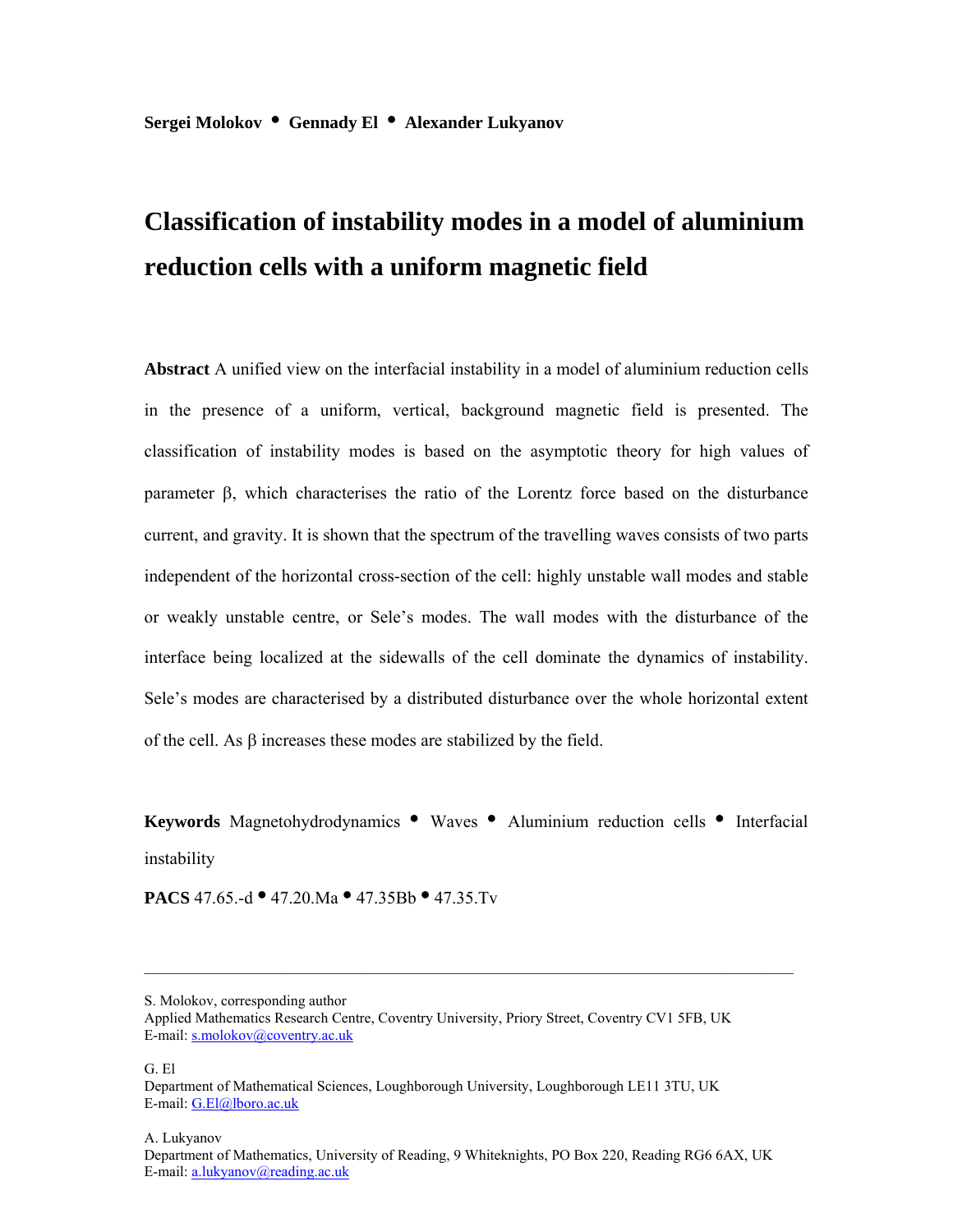**Sergei Molokov • Gennady El • Alexander Lukyanov**

# Classification of instability modes in a model of aluminium reduction cells with a uniform magnetic field

**Abstract** A unified view on the interfacial instability in a model of aluminium reduction cells in the presence of a uniform, vertical, background magnetic field is presented. The classification of instability modes is based on the asymptotic theory for high values of parameter β, which characterises the ratio of the Lorentz force based on the disturbance current, and gravity. It is shown that the spectrum of the travelling waves consists of two parts independent of the horizontal cross-section of the cell: highly unstable wall modes and stable or weakly unstable centre, or Sele's modes. The wall modes with the disturbance of the interface being localized at the sidewalls of the cell dominate the dynamics of instability. Sele's modes are characterised by a distributed disturbance over the whole horizontal extent of the cell. As β increases these modes are stabilized by the field.

**Keywords** Magnetohydrodynamics • Waves • Aluminium reduction cells • Interfacial instability

**PACS** 47.65.-d • 47.20.Ma • 47.35Bb • 47.35.Tv

---

S. Molokov, corresponding author
Applied Mathematics Research Centre, Coventry University, Priory Street, Coventry CV1 5FB, UK
E-mail: s.molokov@coventry.ac.uk

G. El
Department of Mathematical Sciences, Loughborough University, Loughborough LE11 3TU, UK
E-mail: G.El@lboro.ac.uk

A. Lukyanov
Department of Mathematics, University of Reading, 9 Whiteknights, PO Box 220, Reading RG6 6AX, UK
E-mail: a.lukyanov@reading.ac.uk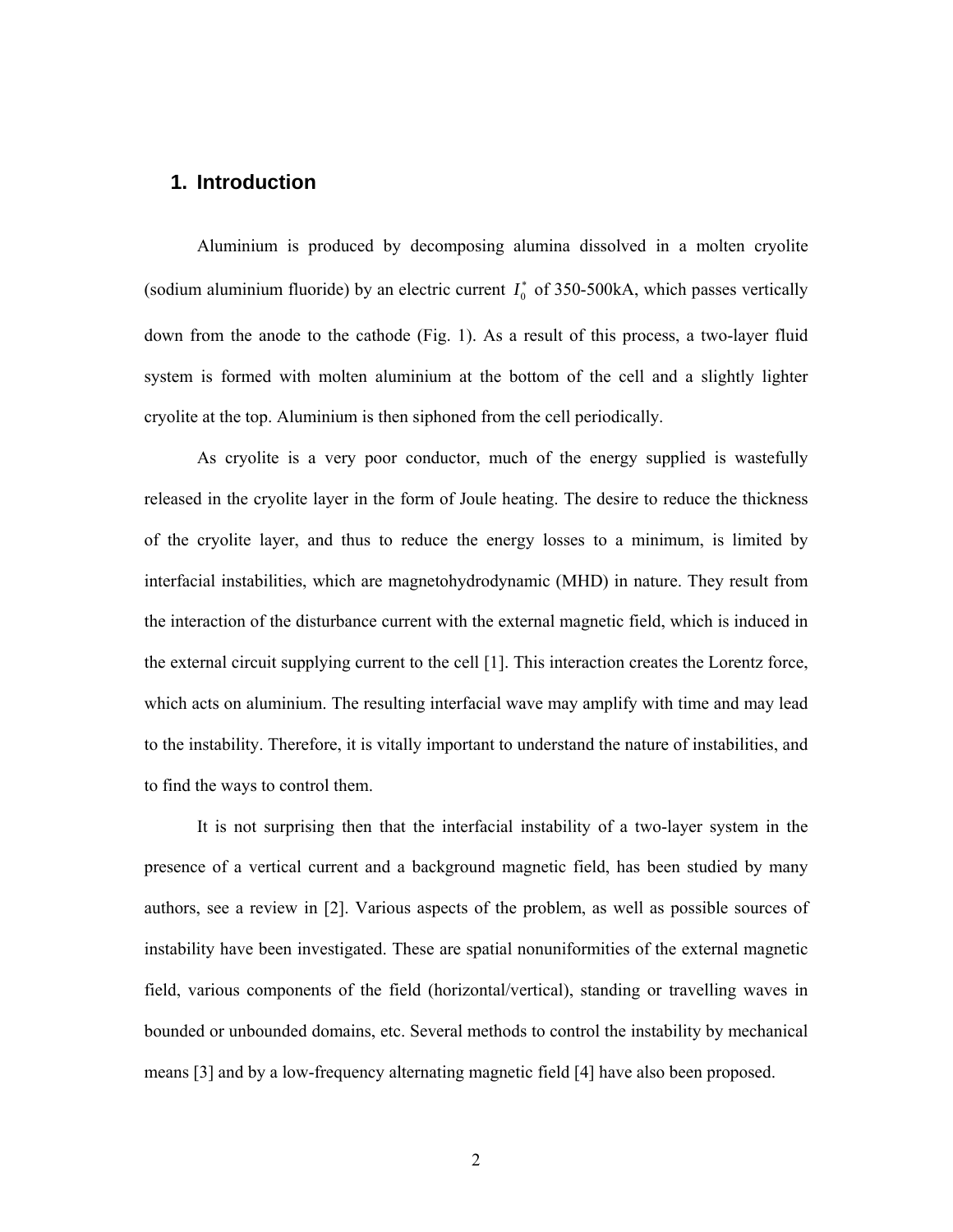## 1. Introduction

Aluminium is produced by decomposing alumina dissolved in a molten cryolite (sodium aluminium fluoride) by an electric current $I_0^*$ of 350-500kA, which passes vertically down from the anode to the cathode (Fig. 1). As a result of this process, a two-layer fluid system is formed with molten aluminium at the bottom of the cell and a slightly lighter cryolite at the top. Aluminium is then siphoned from the cell periodically.

As cryolite is a very poor conductor, much of the energy supplied is wastefully released in the cryolite layer in the form of Joule heating. The desire to reduce the thickness of the cryolite layer, and thus to reduce the energy losses to a minimum, is limited by interfacial instabilities, which are magnetohydrodynamic (MHD) in nature. They result from the interaction of the disturbance current with the external magnetic field, which is induced in the external circuit supplying current to the cell [1]. This interaction creates the Lorentz force, which acts on aluminium. The resulting interfacial wave may amplify with time and may lead to the instability. Therefore, it is vitally important to understand the nature of instabilities, and to find the ways to control them.

It is not surprising then that the interfacial instability of a two-layer system in the presence of a vertical current and a background magnetic field, has been studied by many authors, see a review in [2]. Various aspects of the problem, as well as possible sources of instability have been investigated. These are spatial nonuniformities of the external magnetic field, various components of the field (horizontal/vertical), standing or travelling waves in bounded or unbounded domains, etc. Several methods to control the instability by mechanical means [3] and by a low-frequency alternating magnetic field [4] have also been proposed.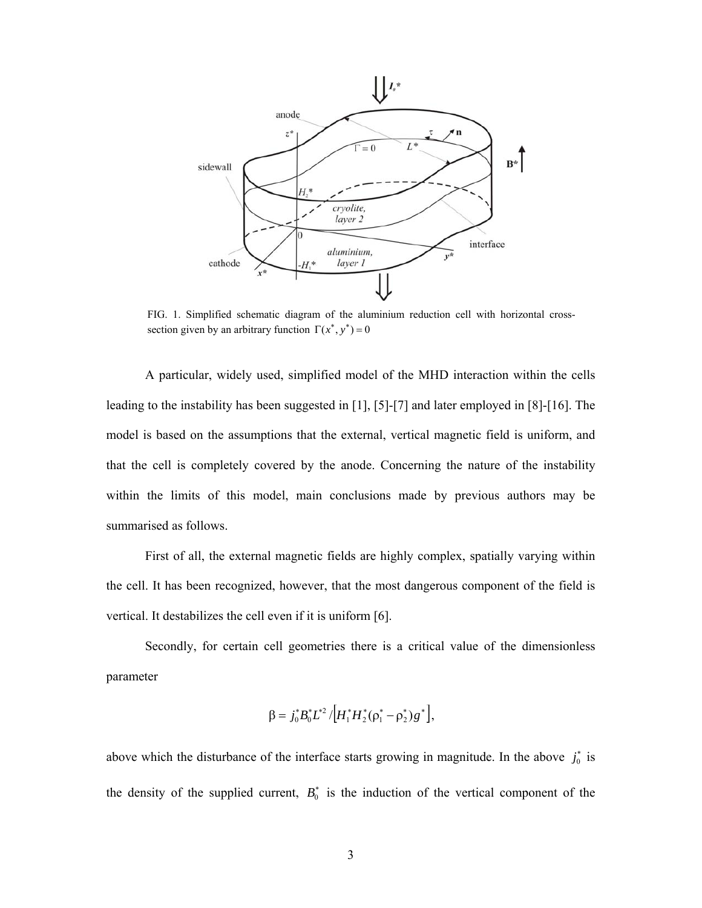FIG. 1. Simplified schematic diagram of the aluminium reduction cell with horizontal cross-section given by an arbitrary function $\Gamma(x^*, y^*) = 0$

A particular, widely used, simplified model of the MHD interaction within the cells leading to the instability has been suggested in [1], [5]-[7] and later employed in [8]-[16]. The model is based on the assumptions that the external, vertical magnetic field is uniform, and that the cell is completely covered by the anode. Concerning the nature of the instability within the limits of this model, main conclusions made by previous authors may be summarised as follows.

First of all, the external magnetic fields are highly complex, spatially varying within the cell. It has been recognized, however, that the most dangerous component of the field is vertical. It destabilizes the cell even if it is uniform [6].

Secondly, for certain cell geometries there is a critical value of the dimensionless parameter

$$\beta = j_0^* B_0^* L^{*2} / \left[ H_1^* H_2^* (\rho_1^* - \rho_2^*) g^* \right],$$

above which the disturbance of the interface starts growing in magnitude. In the above $j_0^*$ is the density of the supplied current, $B_0^*$ is the induction of the vertical component of the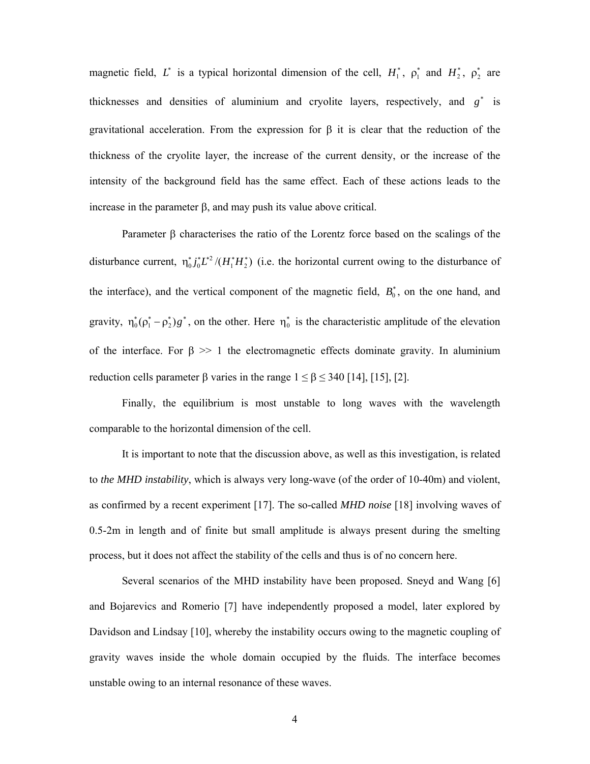magnetic field, $L^*$ is a typical horizontal dimension of the cell, $H_1^*$, $\rho_1^*$ and $H_2^*$, $\rho_2^*$ are thicknesses and densities of aluminium and cryolite layers, respectively, and $g^*$ is gravitational acceleration. From the expression for $\beta$ it is clear that the reduction of the thickness of the cryolite layer, the increase of the current density, or the increase of the intensity of the background field has the same effect. Each of these actions leads to the increase in the parameter $\beta$, and may push its value above critical.

Parameter $\beta$ characterises the ratio of the Lorentz force based on the scalings of the disturbance current, $\eta_0^* j_0^* L^{*2}/(H_1^* H_2^*)$ (i.e. the horizontal current owing to the disturbance of the interface), and the vertical component of the magnetic field, $B_0^*$, on the one hand, and gravity, $\eta_0^*(\rho_1^* - \rho_2^*)g^*$, on the other. Here $\eta_0^*$ is the characteristic amplitude of the elevation of the interface. For $\beta >> 1$ the electromagnetic effects dominate gravity. In aluminium reduction cells parameter $\beta$ varies in the range $1 \leq \beta \leq 340$ [14], [15], [2].

Finally, the equilibrium is most unstable to long waves with the wavelength comparable to the horizontal dimension of the cell.

It is important to note that the discussion above, as well as this investigation, is related to *the MHD instability*, which is always very long-wave (of the order of 10-40m) and violent, as confirmed by a recent experiment [17]. The so-called *MHD noise* [18] involving waves of 0.5-2m in length and of finite but small amplitude is always present during the smelting process, but it does not affect the stability of the cells and thus is of no concern here.

Several scenarios of the MHD instability have been proposed. Sneyd and Wang [6] and Bojarevics and Romerio [7] have independently proposed a model, later explored by Davidson and Lindsay [10], whereby the instability occurs owing to the magnetic coupling of gravity waves inside the whole domain occupied by the fluids. The interface becomes unstable owing to an internal resonance of these waves.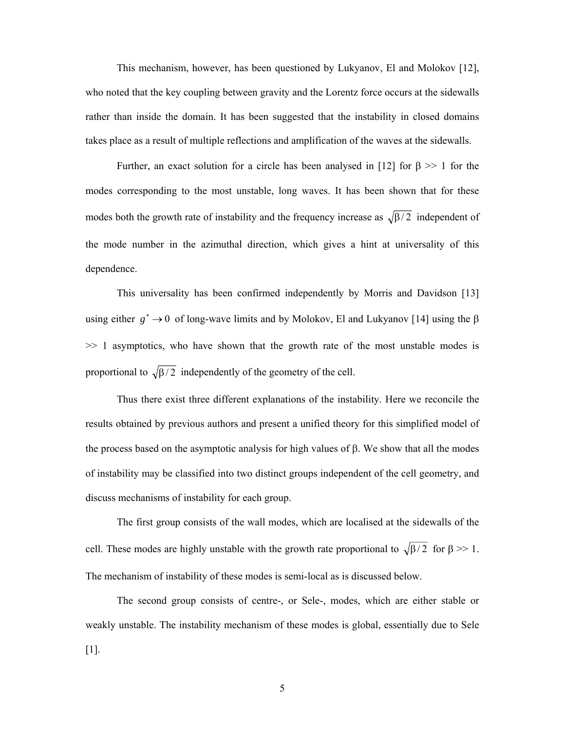This mechanism, however, has been questioned by Lukyanov, El and Molokov [12], who noted that the key coupling between gravity and the Lorentz force occurs at the sidewalls rather than inside the domain. It has been suggested that the instability in closed domains takes place as a result of multiple reflections and amplification of the waves at the sidewalls.

Further, an exact solution for a circle has been analysed in [12] for $\beta >> 1$ for the modes corresponding to the most unstable, long waves. It has been shown that for these modes both the growth rate of instability and the frequency increase as $\sqrt{\beta/2}$ independent of the mode number in the azimuthal direction, which gives a hint at universality of this dependence.

This universality has been confirmed independently by Morris and Davidson [13] using either $g^* \to 0$ of long-wave limits and by Molokov, El and Lukyanov [14] using the $\beta >> 1$ asymptotics, who have shown that the growth rate of the most unstable modes is proportional to $\sqrt{\beta/2}$ independently of the geometry of the cell.

Thus there exist three different explanations of the instability. Here we reconcile the results obtained by previous authors and present a unified theory for this simplified model of the process based on the asymptotic analysis for high values of $\beta$. We show that all the modes of instability may be classified into two distinct groups independent of the cell geometry, and discuss mechanisms of instability for each group.

The first group consists of the wall modes, which are localised at the sidewalls of the cell. These modes are highly unstable with the growth rate proportional to $\sqrt{\beta/2}$ for $\beta >> 1$. The mechanism of instability of these modes is semi-local as is discussed below.

The second group consists of centre-, or Sele-, modes, which are either stable or weakly unstable. The instability mechanism of these modes is global, essentially due to Sele [1].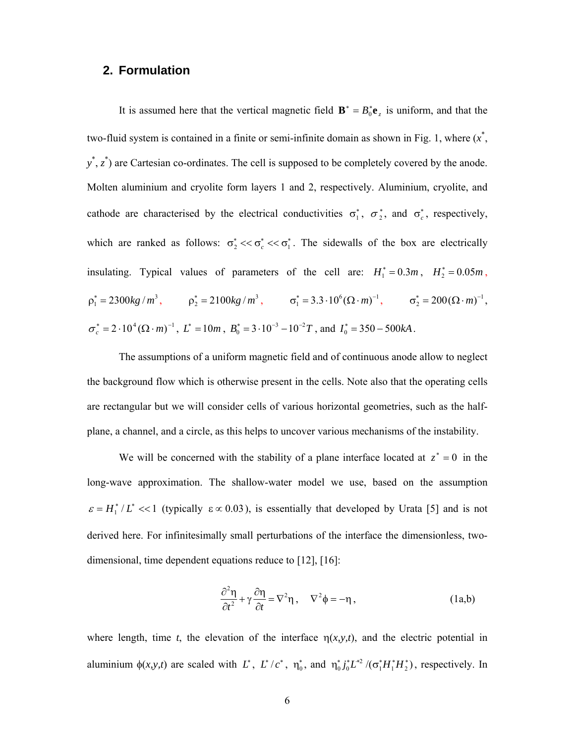## 2. Formulation

It is assumed here that the vertical magnetic field $\mathbf{B}^* = B_0^* \mathbf{e}_z$ is uniform, and that the two-fluid system is contained in a finite or semi-infinite domain as shown in Fig. 1, where ($x^*$, $y^*$, $z^*$) are Cartesian co-ordinates. The cell is supposed to be completely covered by the anode. Molten aluminium and cryolite form layers 1 and 2, respectively. Aluminium, cryolite, and cathode are characterised by the electrical conductivities $\sigma_1^*$, $\sigma_2^*$, and $\sigma_c^*$, respectively, which are ranked as follows: $\sigma_2^* << \sigma_c^* << \sigma_1^*$. The sidewalls of the box are electrically insulating. Typical values of parameters of the cell are: $H_1^* = 0.3m$, $H_2^* = 0.05m$, $\rho_1^* = 2300 kg/m^3$, $\rho_2^* = 2100 kg/m^3$, $\sigma_1^* = 3.3 \cdot 10^6 (\Omega \cdot m)^{-1}$, $\sigma_2^* = 200 (\Omega \cdot m)^{-1}$, $\sigma_c^* = 2 \cdot 10^4 (\Omega \cdot m)^{-1}$, $L^* = 10m$, $B_0^* = 3 \cdot 10^{-3} - 10^{-2} T$, and $I_0^* = 350 - 500 kA$.

The assumptions of a uniform magnetic field and of continuous anode allow to neglect the background flow which is otherwise present in the cells. Note also that the operating cells are rectangular but we will consider cells of various horizontal geometries, such as the half-plane, a channel, and a circle, as this helps to uncover various mechanisms of the instability.

We will be concerned with the stability of a plane interface located at $z^* = 0$ in the long-wave approximation. The shallow-water model we use, based on the assumption $\varepsilon = H_1^*/L^* << 1$ (typically $\varepsilon \propto 0.03$), is essentially that developed by Urata [5] and is not derived here. For infinitesimally small perturbations of the interface the dimensionless, two-dimensional, time dependent equations reduce to [12], [16]:

$$\frac{\partial^2 \eta}{\partial t^2} + \gamma \frac{\partial \eta}{\partial t} = \nabla^2 \eta, \quad \nabla^2 \phi = -\eta, \tag{1a,b}$$

where length, time $t$, the elevation of the interface $\eta(x,y,t)$, and the electric potential in aluminium $\phi(x,y,t)$ are scaled with $L^*$, $L^*/c^*$, $\eta_0^*$, and $\eta_0^* j_0^* L^{*2} / (\sigma_1^* H_1^* H_2^*)$, respectively. In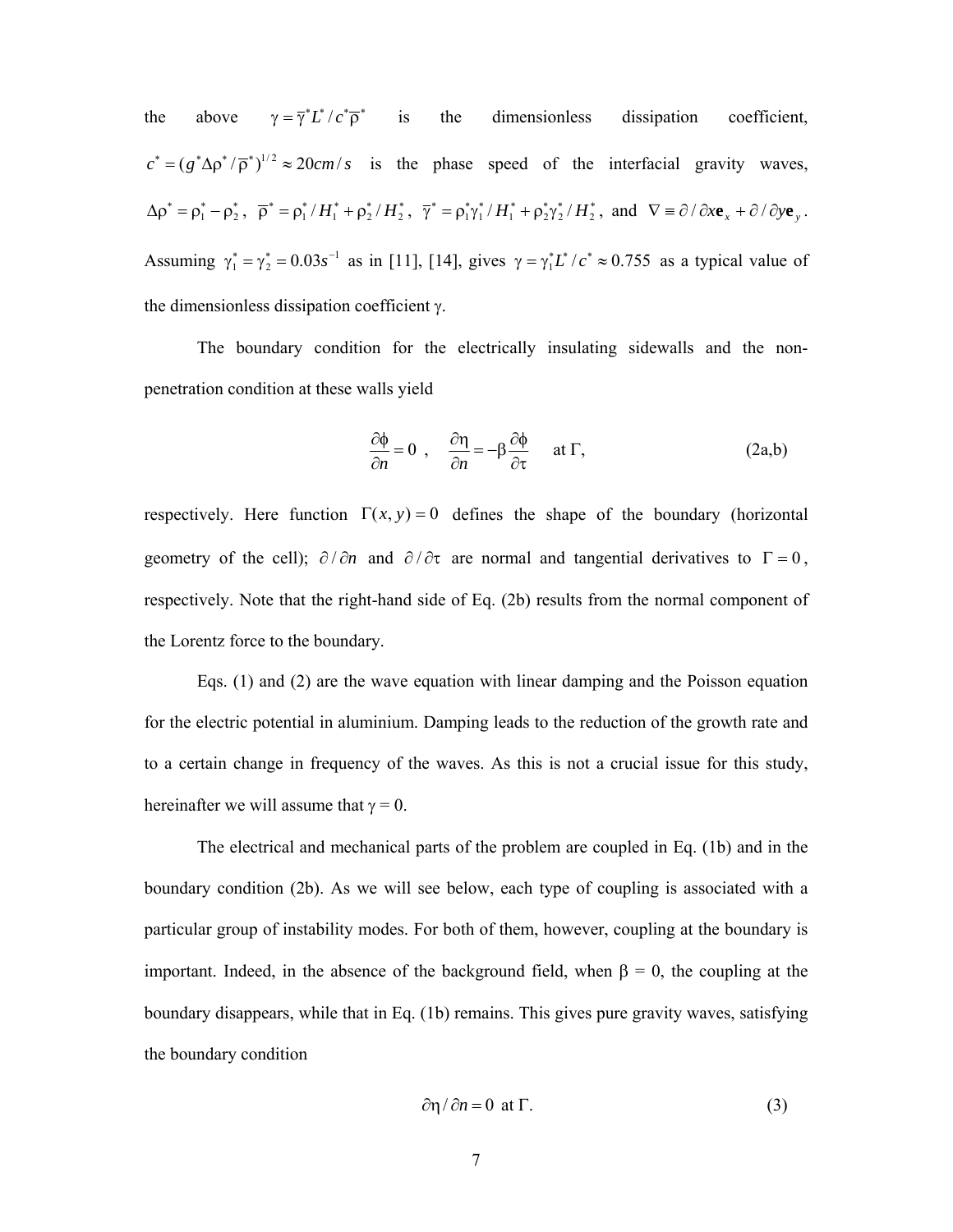the above $\gamma = \overline{\gamma}^* L^* / c^* \overline{\rho}^*$ is the dimensionless dissipation coefficient, $c^* = (g^* \Delta\rho^* / \overline{\rho}^*)^{1/2} \approx 20 cm/s$ is the phase speed of the interfacial gravity waves, $\Delta\rho^* = \rho_1^* - \rho_2^*$, $\overline{\rho}^* = \rho_1^* / H_1^* + \rho_2^* / H_2^*$, $\overline{\gamma}^* = \rho_1^* \gamma_1^* / H_1^* + \rho_2^* \gamma_2^* / H_2^*$, and $\nabla \equiv \partial / \partial x \mathbf{e}_x + \partial / \partial y \mathbf{e}_y$. Assuming $\gamma_1^* = \gamma_2^* = 0.03 s^{-1}$ as in [11], [14], gives $\gamma = \gamma_1^* L^* / c^* \approx 0.755$ as a typical value of the dimensionless dissipation coefficient γ.

The boundary condition for the electrically insulating sidewalls and the non-penetration condition at these walls yield

$$\frac{\partial \phi}{\partial n} = 0 \ , \quad \frac{\partial \eta}{\partial n} = -\beta \frac{\partial \phi}{\partial \tau} \quad \text{at } \Gamma, \tag{2a,b}$$

respectively. Here function $\Gamma(x, y) = 0$ defines the shape of the boundary (horizontal geometry of the cell); $\partial / \partial n$ and $\partial / \partial \tau$ are normal and tangential derivatives to $\Gamma = 0$, respectively. Note that the right-hand side of Eq. (2b) results from the normal component of the Lorentz force to the boundary.

Eqs. (1) and (2) are the wave equation with linear damping and the Poisson equation for the electric potential in aluminium. Damping leads to the reduction of the growth rate and to a certain change in frequency of the waves. As this is not a crucial issue for this study, hereinafter we will assume that γ = 0.

The electrical and mechanical parts of the problem are coupled in Eq. (1b) and in the boundary condition (2b). As we will see below, each type of coupling is associated with a particular group of instability modes. For both of them, however, coupling at the boundary is important. Indeed, in the absence of the background field, when β = 0, the coupling at the boundary disappears, while that in Eq. (1b) remains. This gives pure gravity waves, satisfying the boundary condition

$$\partial \eta / \partial n = 0 \ \text{at } \Gamma. \tag{3}$$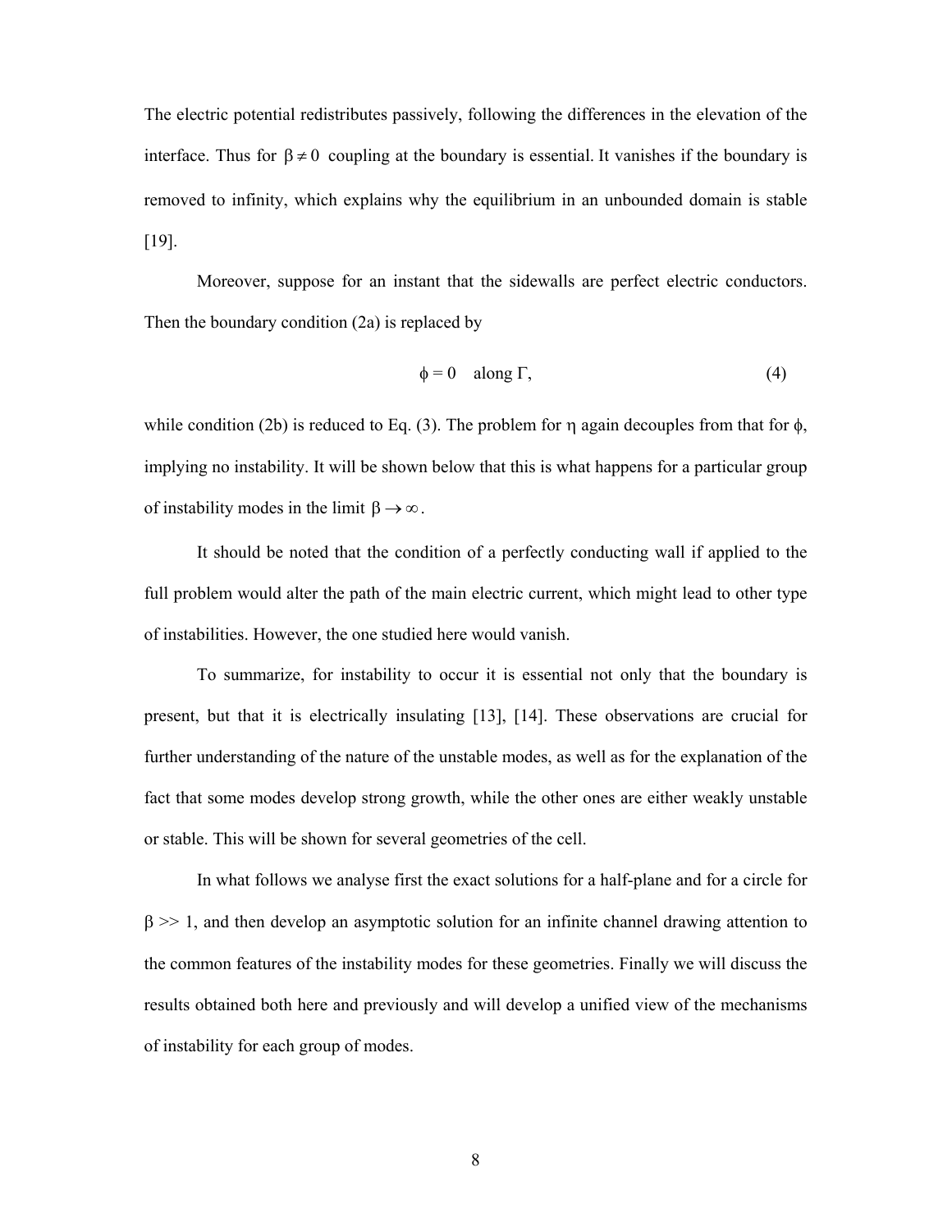The electric potential redistributes passively, following the differences in the elevation of the interface. Thus for $\beta \neq 0$ coupling at the boundary is essential. It vanishes if the boundary is removed to infinity, which explains why the equilibrium in an unbounded domain is stable [19].

Moreover, suppose for an instant that the sidewalls are perfect electric conductors. Then the boundary condition (2a) is replaced by

$$\phi = 0 \quad \text{along } \Gamma, \tag{4}$$

while condition (2b) is reduced to Eq. (3). The problem for $\eta$ again decouples from that for $\phi$, implying no instability. It will be shown below that this is what happens for a particular group of instability modes in the limit $\beta \to \infty$.

It should be noted that the condition of a perfectly conducting wall if applied to the full problem would alter the path of the main electric current, which might lead to other type of instabilities. However, the one studied here would vanish.

To summarize, for instability to occur it is essential not only that the boundary is present, but that it is electrically insulating [13], [14]. These observations are crucial for further understanding of the nature of the unstable modes, as well as for the explanation of the fact that some modes develop strong growth, while the other ones are either weakly unstable or stable. This will be shown for several geometries of the cell.

In what follows we analyse first the exact solutions for a half-plane and for a circle for $\beta >> 1$, and then develop an asymptotic solution for an infinite channel drawing attention to the common features of the instability modes for these geometries. Finally we will discuss the results obtained both here and previously and will develop a unified view of the mechanisms of instability for each group of modes.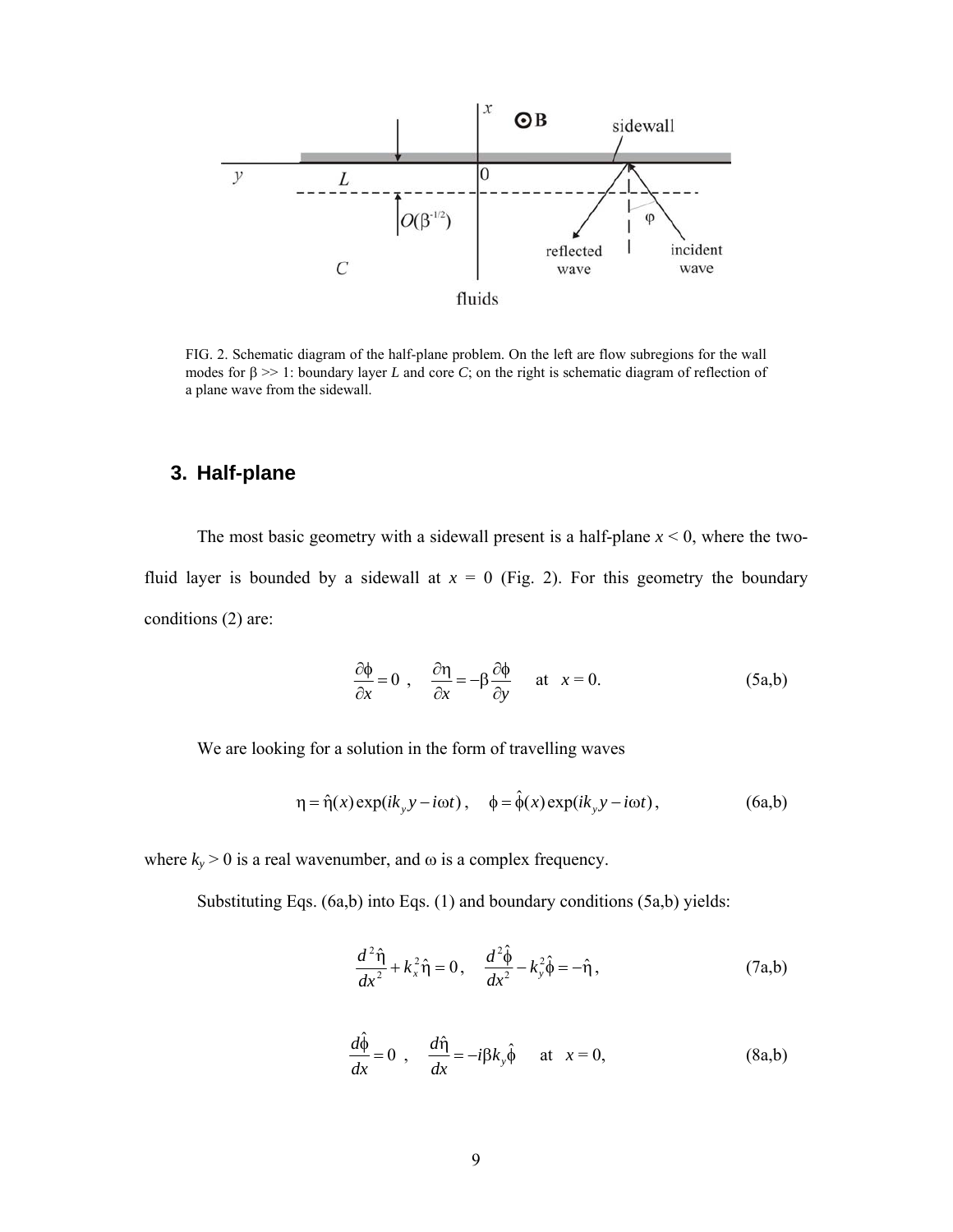FIG. 2. Schematic diagram of the half-plane problem. On the left are flow subregions for the wall modes for β >> 1: boundary layer *L* and core *C*; on the right is schematic diagram of reflection of a plane wave from the sidewall.

## 3. Half-plane

The most basic geometry with a sidewall present is a half-plane $x < 0$, where the two-fluid layer is bounded by a sidewall at $x = 0$ (Fig. 2). For this geometry the boundary conditions (2) are:

$$\frac{\partial \phi}{\partial x} = 0 \ , \quad \frac{\partial \eta}{\partial x} = -\beta \frac{\partial \phi}{\partial y} \quad \text{at} \quad x = 0. \tag{5a,b}$$

We are looking for a solution in the form of travelling waves

$$\eta = \hat{\eta}(x) \exp(ik_y y - i\omega t) \, , \quad \phi = \hat{\phi}(x) \exp(ik_y y - i\omega t) \, , \tag{6a,b}$$

where $k_y > 0$ is a real wavenumber, and $\omega$ is a complex frequency.

Substituting Eqs. (6a,b) into Eqs. (1) and boundary conditions (5a,b) yields:

$$\frac{d^2 \hat{\eta}}{dx^2} + k_x^2 \hat{\eta} = 0 \, , \quad \frac{d^2 \hat{\phi}}{dx^2} - k_y^2 \hat{\phi} = -\hat{\eta} \, , \tag{7a,b}$$

$$\frac{d\hat{\phi}}{dx} = 0 \ , \quad \frac{d\hat{\eta}}{dx} = -i\beta k_y \hat{\phi} \quad \text{at} \quad x = 0, \tag{8a,b}$$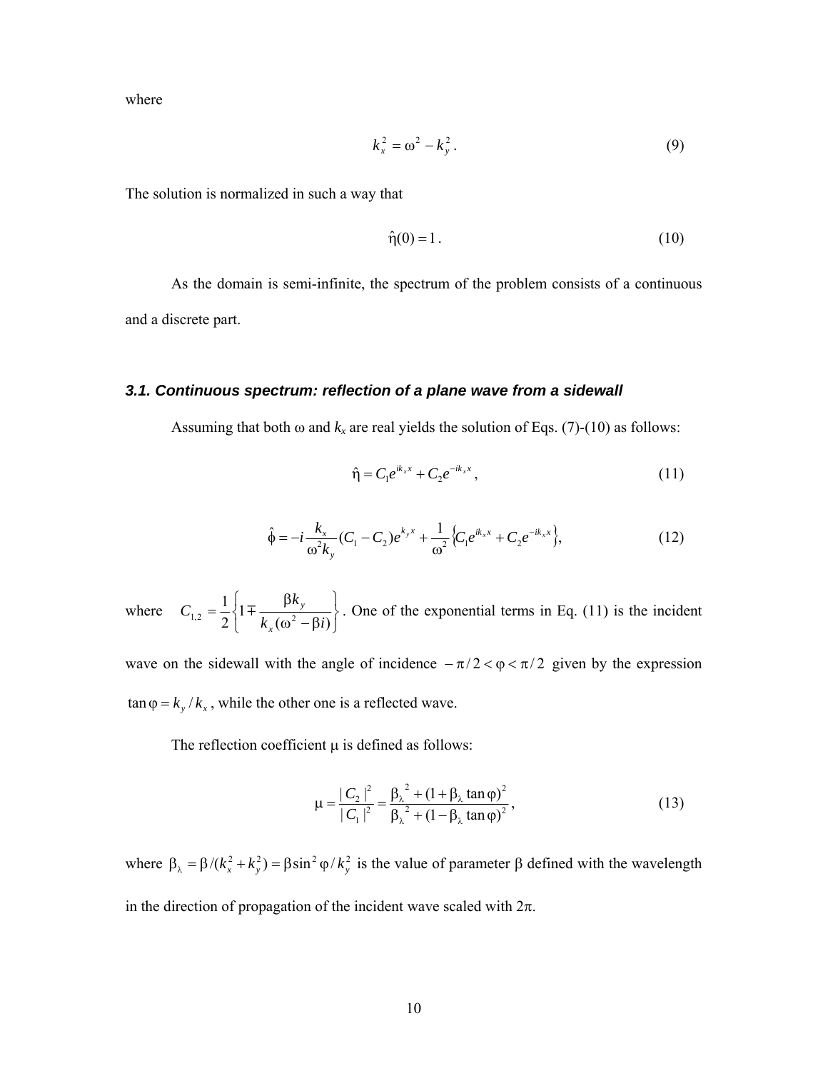where

$$k_x^2 = \omega^2 - k_y^2 . \tag{9}$$

The solution is normalized in such a way that

$$\hat{\eta}(0) = 1 . \tag{10}$$

As the domain is semi-infinite, the spectrum of the problem consists of a continuous and a discrete part.

### *3.1. Continuous spectrum: reflection of a plane wave from a sidewall*

Assuming that both $\omega$ and $k_x$ are real yields the solution of Eqs. (7)-(10) as follows:

$$\hat{\eta} = C_1 e^{ik_x x} + C_2 e^{-ik_x x} , \tag{11}$$

$$\hat{\phi} = -i \frac{k_x}{\omega^2 k_y} (C_1 - C_2) e^{k_y x} + \frac{1}{\omega^2} \left\{ C_1 e^{ik_x x} + C_2 e^{-ik_x x} \right\}, \tag{12}$$

where $C_{1,2} = \dfrac{1}{2}\left\{ 1 \mp \dfrac{\beta k_y}{k_x(\omega^2 - \beta i)} \right\}$. One of the exponential terms in Eq. (11) is the incident wave on the sidewall with the angle of incidence $-\pi/2 < \varphi < \pi/2$ given by the expression $\tan\varphi = k_y / k_x$, while the other one is a reflected wave.

The reflection coefficient $\mu$ is defined as follows:

$$\mu = \frac{|C_2|^2}{|C_1|^2} = \frac{{\beta_\lambda}^2 + (1 + \beta_\lambda \tan\varphi)^2}{{\beta_\lambda}^2 + (1 - \beta_\lambda \tan\varphi)^2} , \tag{13}$$

where $\beta_\lambda = \beta / (k_x^2 + k_y^2) = \beta \sin^2\varphi / k_y^2$ is the value of parameter $\beta$ defined with the wavelength in the direction of propagation of the incident wave scaled with $2\pi$.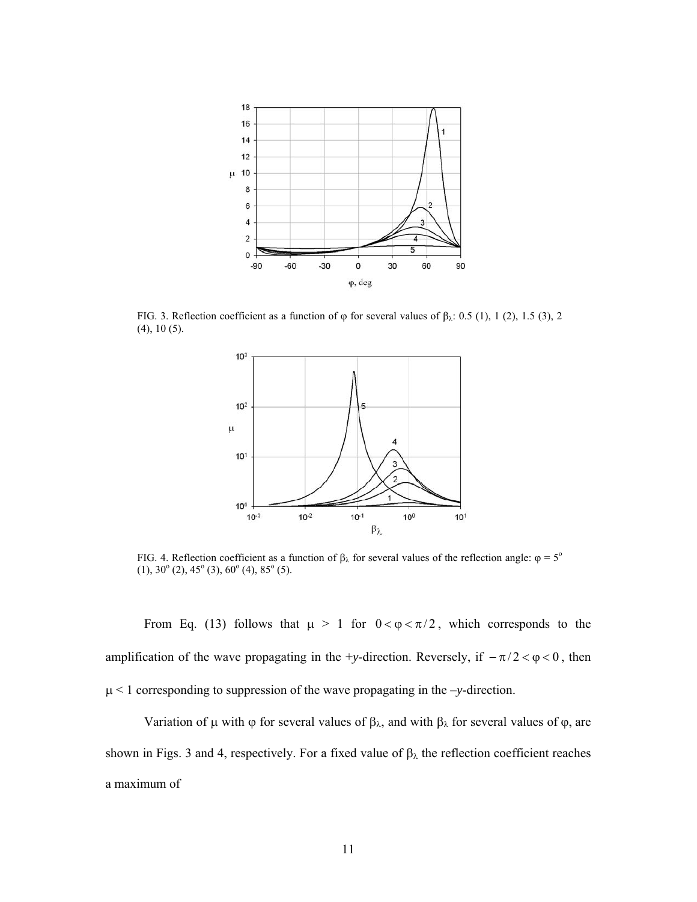FIG. 3. Reflection coefficient as a function of $\varphi$ for several values of $\beta_\lambda$: 0.5 (1), 1 (2), 1.5 (3), 2 (4), 10 (5).

FIG. 4. Reflection coefficient as a function of $\beta_\lambda$ for several values of the reflection angle: $\varphi = 5^o$ (1), $30^o$ (2), $45^o$ (3), $60^o$ (4), $85^o$ (5).

From Eq. (13) follows that $\mu > 1$ for $0 < \varphi < \pi/2$, which corresponds to the amplification of the wave propagating in the +*y*-direction. Reversely, if $-\pi/2 < \varphi < 0$, then $\mu < 1$ corresponding to suppression of the wave propagating in the –*y*-direction.

Variation of $\mu$ with $\varphi$ for several values of $\beta_\lambda$, and with $\beta_\lambda$ for several values of $\varphi$, are shown in Figs. 3 and 4, respectively. For a fixed value of $\beta_\lambda$ the reflection coefficient reaches a maximum of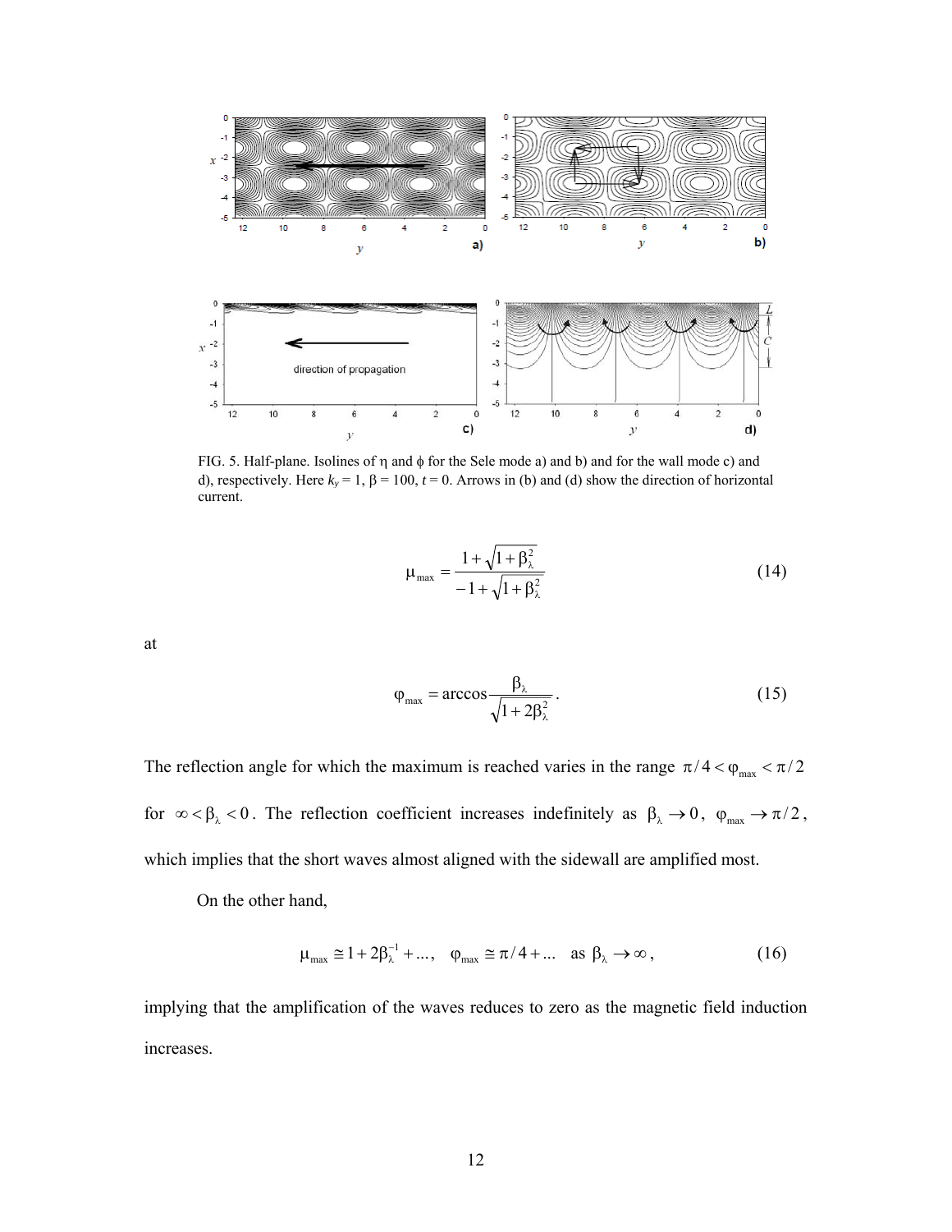FIG. 5. Half-plane. Isolines of η and ϕ for the Sele mode a) and b) and for the wall mode c) and d), respectively. Here $k_y = 1$, $\beta = 100$, $t = 0$. Arrows in (b) and (d) show the direction of horizontal current.

$$\mu_{\max} = \frac{1+\sqrt{1+\beta_\lambda^2}}{-1+\sqrt{1+\beta_\lambda^2}} \tag{14}$$

at

$$\varphi_{\max} = \arccos\frac{\beta_\lambda}{\sqrt{1+2\beta_\lambda^2}}. \tag{15}$$

The reflection angle for which the maximum is reached varies in the range $\pi/4 < \varphi_{\max} < \pi/2$ for $\infty < \beta_\lambda < 0$. The reflection coefficient increases indefinitely as $\beta_\lambda \to 0$, $\varphi_{\max} \to \pi/2$, which implies that the short waves almost aligned with the sidewall are amplified most.

On the other hand,

$$\mu_{\max} \cong 1 + 2\beta_\lambda^{-1} + \ldots, \quad \varphi_{\max} \cong \pi/4 + \ldots \quad \text{as } \beta_\lambda \to \infty, \tag{16}$$

implying that the amplification of the waves reduces to zero as the magnetic field induction increases.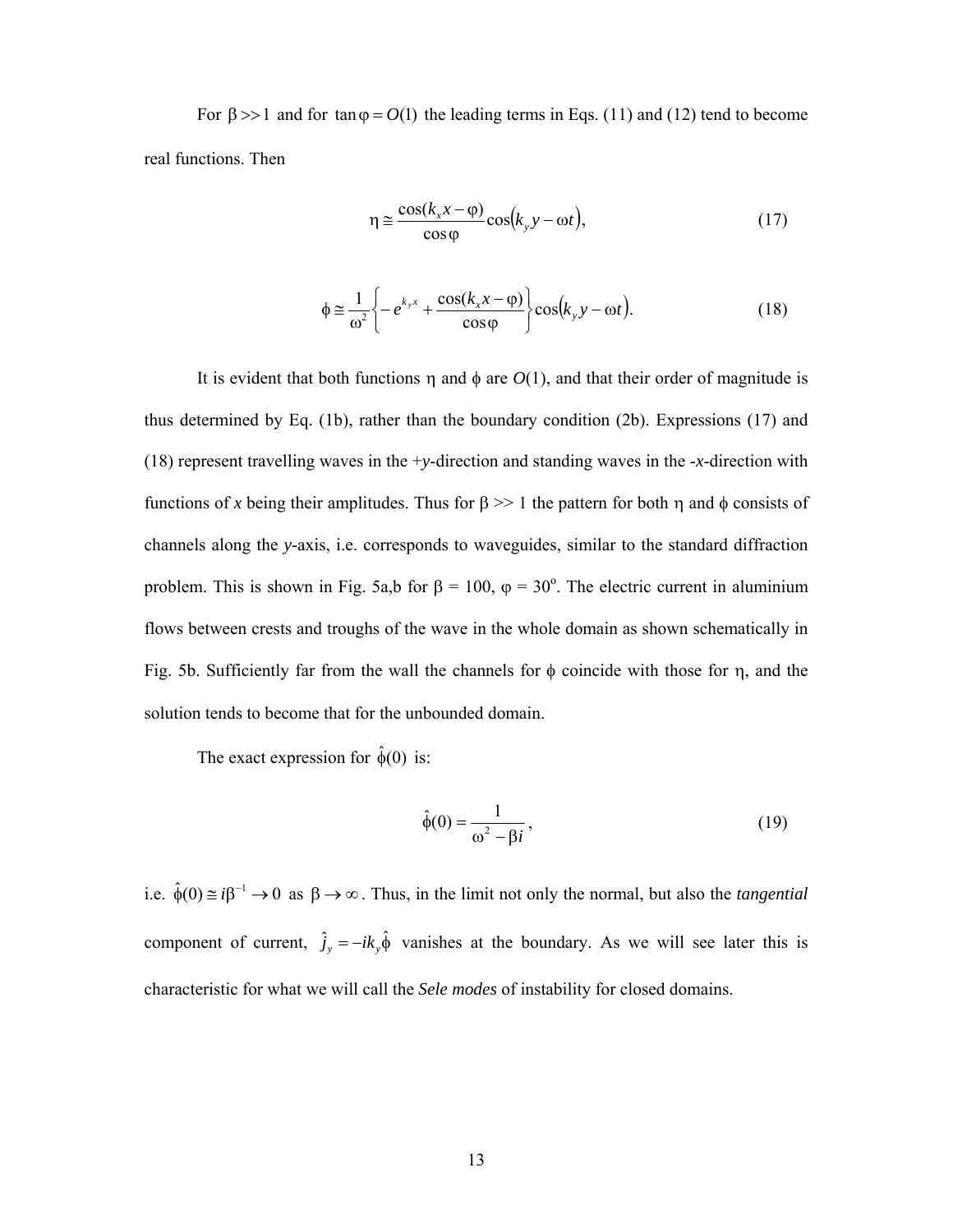For $\beta >> 1$ and for $\tan\varphi = O(1)$ the leading terms in Eqs. (11) and (12) tend to become real functions. Then

$$\eta \cong \frac{\cos(k_x x - \varphi)}{\cos\varphi} \cos\left(k_y y - \omega t\right), \tag{17}$$

$$\phi \cong \frac{1}{\omega^2} \left\{ -e^{k_y x} + \frac{\cos(k_x x - \varphi)}{\cos\varphi} \right\} \cos\left(k_y y - \omega t\right). \tag{18}$$

It is evident that both functions $\eta$ and $\phi$ are $O(1)$, and that their order of magnitude is thus determined by Eq. (1b), rather than the boundary condition (2b). Expressions (17) and (18) represent travelling waves in the +*y*-direction and standing waves in the -*x*-direction with functions of *x* being their amplitudes. Thus for $\beta >> 1$ the pattern for both $\eta$ and $\phi$ consists of channels along the *y*-axis, i.e. corresponds to waveguides, similar to the standard diffraction problem. This is shown in Fig. 5a,b for $\beta = 100$, $\varphi = 30^{\circ}$. The electric current in aluminium flows between crests and troughs of the wave in the whole domain as shown schematically in Fig. 5b. Sufficiently far from the wall the channels for $\phi$ coincide with those for $\eta$, and the solution tends to become that for the unbounded domain.

The exact expression for $\hat{\phi}(0)$ is:

$$\hat{\phi}(0) = \frac{1}{\omega^2 - \beta i}, \tag{19}$$

i.e. $\hat{\phi}(0) \cong i\beta^{-1} \to 0$ as $\beta \to \infty$. Thus, in the limit not only the normal, but also the *tangential* component of current, $\hat{j}_y = -ik_y\hat{\phi}$ vanishes at the boundary. As we will see later this is characteristic for what we will call the *Sele modes* of instability for closed domains.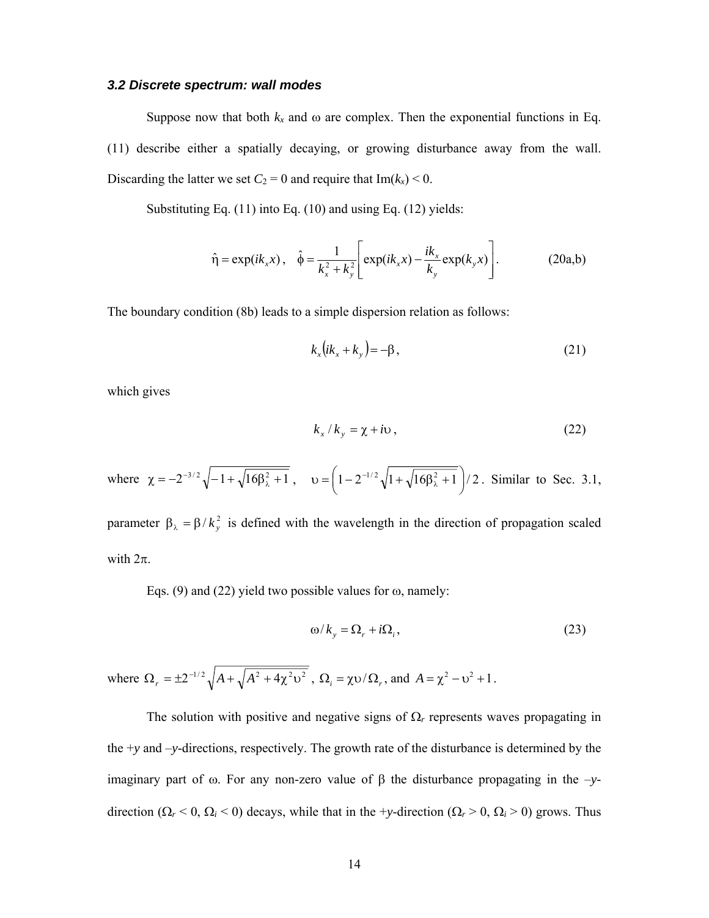### *3.2 Discrete spectrum: wall modes*

Suppose now that both $k_x$ and $\omega$ are complex. Then the exponential functions in Eq. (11) describe either a spatially decaying, or growing disturbance away from the wall. Discarding the latter we set $C_2 = 0$ and require that $\mathrm{Im}(k_x) < 0$.

Substituting Eq. (11) into Eq. (10) and using Eq. (12) yields:

$$\hat{\eta} = \exp(ik_x x)\,, \quad \hat{\phi} = \frac{1}{k_x^2 + k_y^2}\left[\exp(ik_x x) - \frac{ik_x}{k_y}\exp(k_y x)\right]. \tag{20a,b}$$

The boundary condition (8b) leads to a simple dispersion relation as follows:

$$k_x\left(ik_x + k_y\right) = -\beta\,, \tag{21}$$

which gives

$$k_x / k_y = \chi + i\upsilon\,, \tag{22}$$

where $\chi = -2^{-3/2}\sqrt{-1+\sqrt{16\beta_\lambda^2+1}}$, $\upsilon = \left(1 - 2^{-1/2}\sqrt{1+\sqrt{16\beta_\lambda^2+1}}\right)/2$. Similar to Sec. 3.1, parameter $\beta_\lambda = \beta / k_y^2$ is defined with the wavelength in the direction of propagation scaled with $2\pi$.

Eqs. (9) and (22) yield two possible values for $\omega$, namely:

$$\omega / k_y = \Omega_r + i\Omega_i\,, \tag{23}$$

where $\Omega_r = \pm 2^{-1/2}\sqrt{A + \sqrt{A^2 + 4\chi^2\upsilon^2}}$, $\Omega_i = \chi\upsilon/\Omega_r$, and $A = \chi^2 - \upsilon^2 + 1$.

The solution with positive and negative signs of $\Omega_r$ represents waves propagating in the +*y* and –*y*-directions, respectively. The growth rate of the disturbance is determined by the imaginary part of $\omega$. For any non-zero value of $\beta$ the disturbance propagating in the –*y*-direction ($\Omega_r < 0$, $\Omega_i < 0$) decays, while that in the +*y*-direction ($\Omega_r > 0$, $\Omega_i > 0$) grows. Thus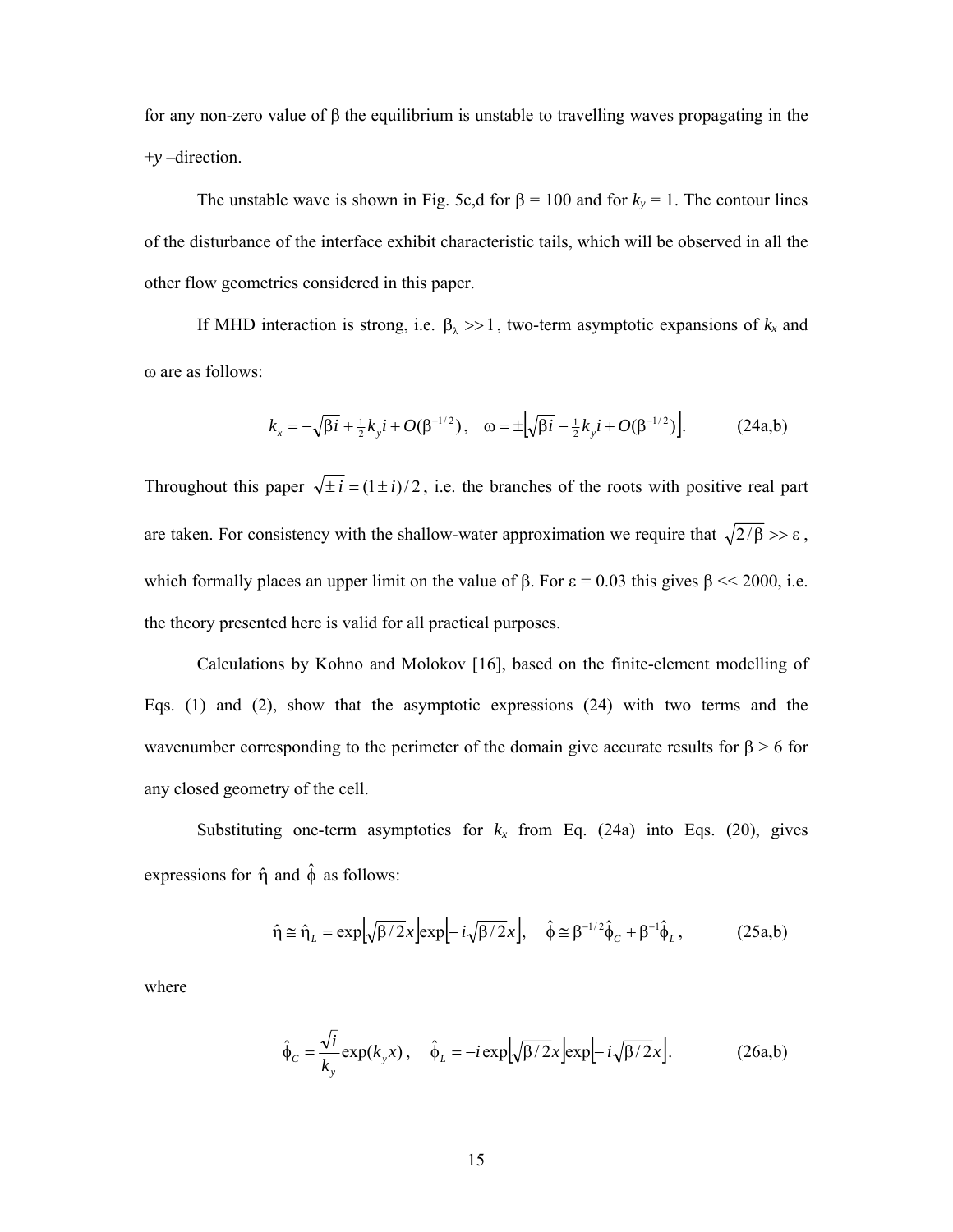for any non-zero value of β the equilibrium is unstable to travelling waves propagating in the $+y$ –direction.

The unstable wave is shown in Fig. 5c,d for β = 100 and for $k_y = 1$. The contour lines of the disturbance of the interface exhibit characteristic tails, which will be observed in all the other flow geometries considered in this paper.

If MHD interaction is strong, i.e. $\beta_\lambda >> 1$, two-term asymptotic expansions of $k_x$ and ω are as follows:

$$k_x = -\sqrt{\beta i} + \tfrac{1}{2} k_y i + O(\beta^{-1/2}), \quad \omega = \pm\left[\sqrt{\beta i} - \tfrac{1}{2} k_y i + O(\beta^{-1/2})\right]. \qquad \text{(24a,b)}$$

Throughout this paper $\sqrt{\pm i} = (1 \pm i)/2$, i.e. the branches of the roots with positive real part are taken. For consistency with the shallow-water approximation we require that $\sqrt{2/\beta} >> \varepsilon$, which formally places an upper limit on the value of β. For ε = 0.03 this gives β << 2000, i.e. the theory presented here is valid for all practical purposes.

Calculations by Kohno and Molokov [16], based on the finite-element modelling of Eqs. (1) and (2), show that the asymptotic expressions (24) with two terms and the wavenumber corresponding to the perimeter of the domain give accurate results for β > 6 for any closed geometry of the cell.

Substituting one-term asymptotics for $k_x$ from Eq. (24a) into Eqs. (20), gives expressions for $\hat{\eta}$ and $\hat{\phi}$ as follows:

$$\hat{\eta} \cong \hat{\eta}_L = \exp\left[\sqrt{\beta/2}\,x\right]\exp\left[-i\sqrt{\beta/2}\,x\right], \quad \hat{\phi} \cong \beta^{-1/2}\hat{\phi}_C + \beta^{-1}\hat{\phi}_L, \qquad \text{(25a,b)}$$

where

$$\hat{\phi}_C = \frac{\sqrt{i}}{k_y}\exp(k_y x), \quad \hat{\phi}_L = -i\exp\left[\sqrt{\beta/2}\,x\right]\exp\left[-i\sqrt{\beta/2}\,x\right]. \qquad \text{(26a,b)}$$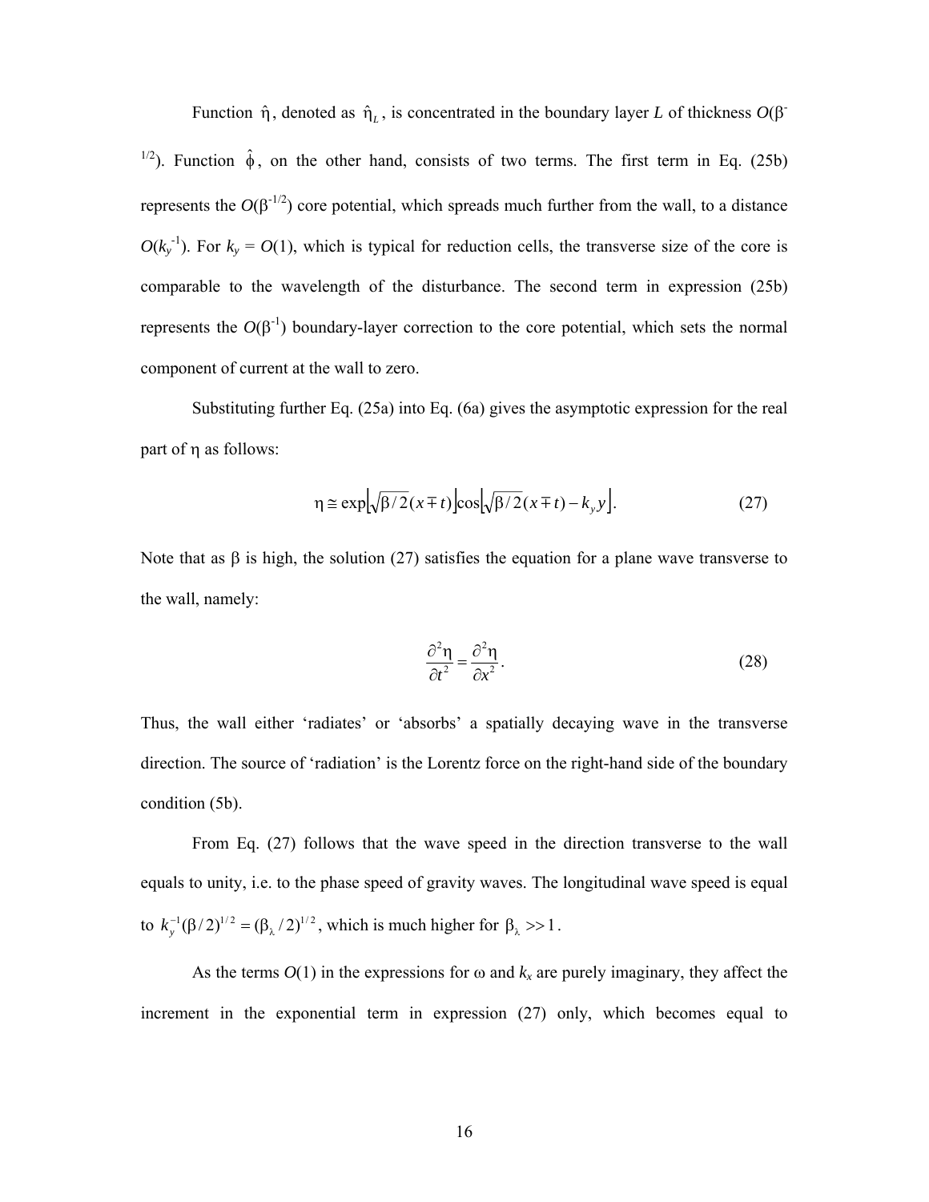Function $\hat{\eta}$, denoted as $\hat{\eta}_L$, is concentrated in the boundary layer $L$ of thickness $O(\beta^{-1/2})$. Function $\hat{\phi}$, on the other hand, consists of two terms. The first term in Eq. (25b) represents the $O(\beta^{-1/2})$ core potential, which spreads much further from the wall, to a distance $O(k_y^{-1})$. For $k_y = O(1)$, which is typical for reduction cells, the transverse size of the core is comparable to the wavelength of the disturbance. The second term in expression (25b) represents the $O(\beta^{-1})$ boundary-layer correction to the core potential, which sets the normal component of current at the wall to zero.

Substituting further Eq. (25a) into Eq. (6a) gives the asymptotic expression for the real part of $\eta$ as follows:

$$\eta \cong \exp\left[\sqrt{\beta/2}(x \mp t)\right]\cos\left[\sqrt{\beta/2}(x \mp t) - k_y y\right]. \tag{27}$$

Note that as $\beta$ is high, the solution (27) satisfies the equation for a plane wave transverse to the wall, namely:

$$\frac{\partial^2 \eta}{\partial t^2} = \frac{\partial^2 \eta}{\partial x^2}. \tag{28}$$

Thus, the wall either 'radiates' or 'absorbs' a spatially decaying wave in the transverse direction. The source of 'radiation' is the Lorentz force on the right-hand side of the boundary condition (5b).

From Eq. (27) follows that the wave speed in the direction transverse to the wall equals to unity, i.e. to the phase speed of gravity waves. The longitudinal wave speed is equal to $k_y^{-1}(\beta/2)^{1/2} = (\beta_\lambda/2)^{1/2}$, which is much higher for $\beta_\lambda >> 1$.

As the terms $O(1)$ in the expressions for $\omega$ and $k_x$ are purely imaginary, they affect the increment in the exponential term in expression (27) only, which becomes equal to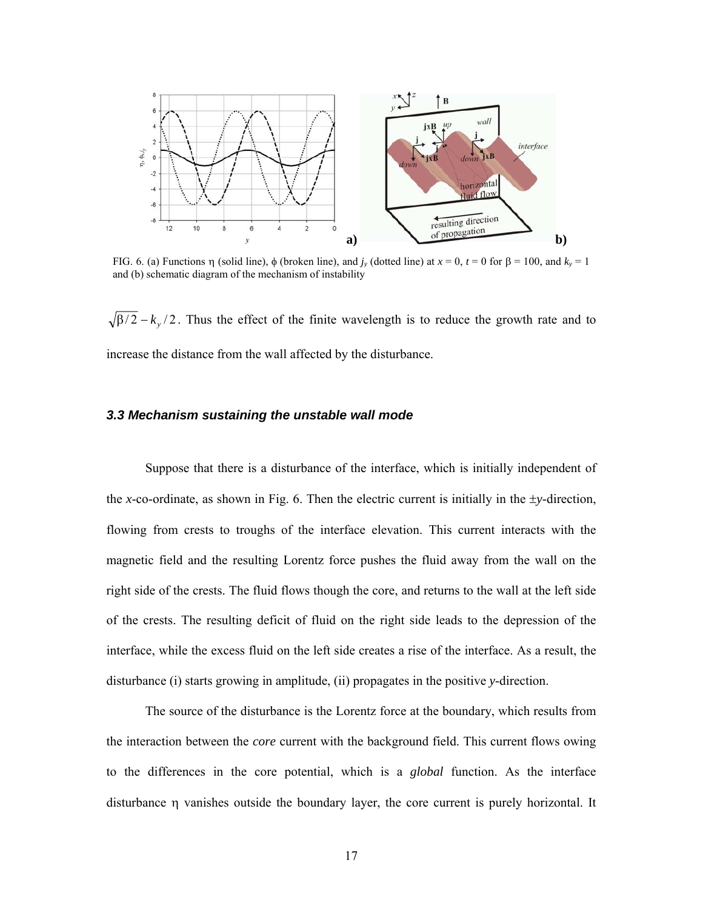FIG. 6. (a) Functions $\eta$ (solid line), $\phi$ (broken line), and $j_y$ (dotted line) at $x = 0$, $t = 0$ for $\beta = 100$, and $k_y = 1$ and (b) schematic diagram of the mechanism of instability

$\sqrt{\beta/2} - k_y/2$. Thus the effect of the finite wavelength is to reduce the growth rate and to increase the distance from the wall affected by the disturbance.

### *3.3 Mechanism sustaining the unstable wall mode*

Suppose that there is a disturbance of the interface, which is initially independent of the *x*-co-ordinate, as shown in Fig. 6. Then the electric current is initially in the $\pm y$-direction, flowing from crests to troughs of the interface elevation. This current interacts with the magnetic field and the resulting Lorentz force pushes the fluid away from the wall on the right side of the crests. The fluid flows though the core, and returns to the wall at the left side of the crests. The resulting deficit of fluid on the right side leads to the depression of the interface, while the excess fluid on the left side creates a rise of the interface. As a result, the disturbance (i) starts growing in amplitude, (ii) propagates in the positive *y*-direction.

The source of the disturbance is the Lorentz force at the boundary, which results from the interaction between the *core* current with the background field. This current flows owing to the differences in the core potential, which is a *global* function. As the interface disturbance $\eta$ vanishes outside the boundary layer, the core current is purely horizontal. It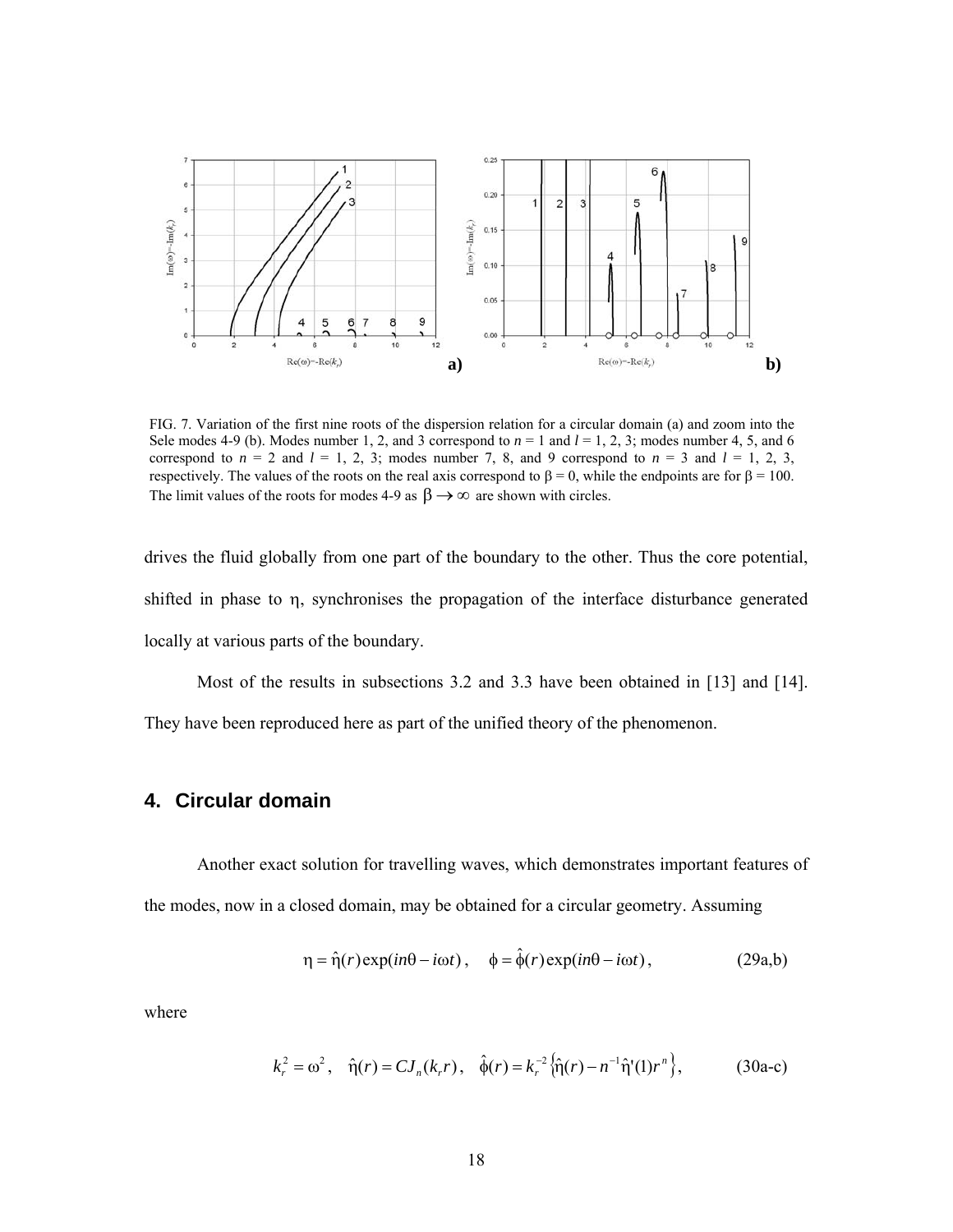FIG. 7. Variation of the first nine roots of the dispersion relation for a circular domain (a) and zoom into the Sele modes 4-9 (b). Modes number 1, 2, and 3 correspond to $n$ = 1 and $l$ = 1, 2, 3; modes number 4, 5, and 6 correspond to $n$ = 2 and $l$ = 1, 2, 3; modes number 7, 8, and 9 correspond to $n$ = 3 and $l$ = 1, 2, 3, respectively. The values of the roots on the real axis correspond to $\beta = 0$, while the endpoints are for $\beta = 100$. The limit values of the roots for modes 4-9 as $\beta \to \infty$ are shown with circles.

drives the fluid globally from one part of the boundary to the other. Thus the core potential, shifted in phase to $\eta$, synchronises the propagation of the interface disturbance generated locally at various parts of the boundary.

Most of the results in subsections 3.2 and 3.3 have been obtained in [13] and [14]. They have been reproduced here as part of the unified theory of the phenomenon.

## 4. Circular domain

Another exact solution for travelling waves, which demonstrates important features of the modes, now in a closed domain, may be obtained for a circular geometry. Assuming

$$\eta = \hat{\eta}(r)\exp(in\theta - i\omega t), \quad \phi = \hat{\phi}(r)\exp(in\theta - i\omega t), \tag{29a,b}$$

where

$$k_r^2 = \omega^2, \quad \hat{\eta}(r) = CJ_n(k_r r), \quad \hat{\phi}(r) = k_r^{-2}\left\{\hat{\eta}(r) - n^{-1}\hat{\eta}'(1)r^n\right\}, \tag{30a-c}$$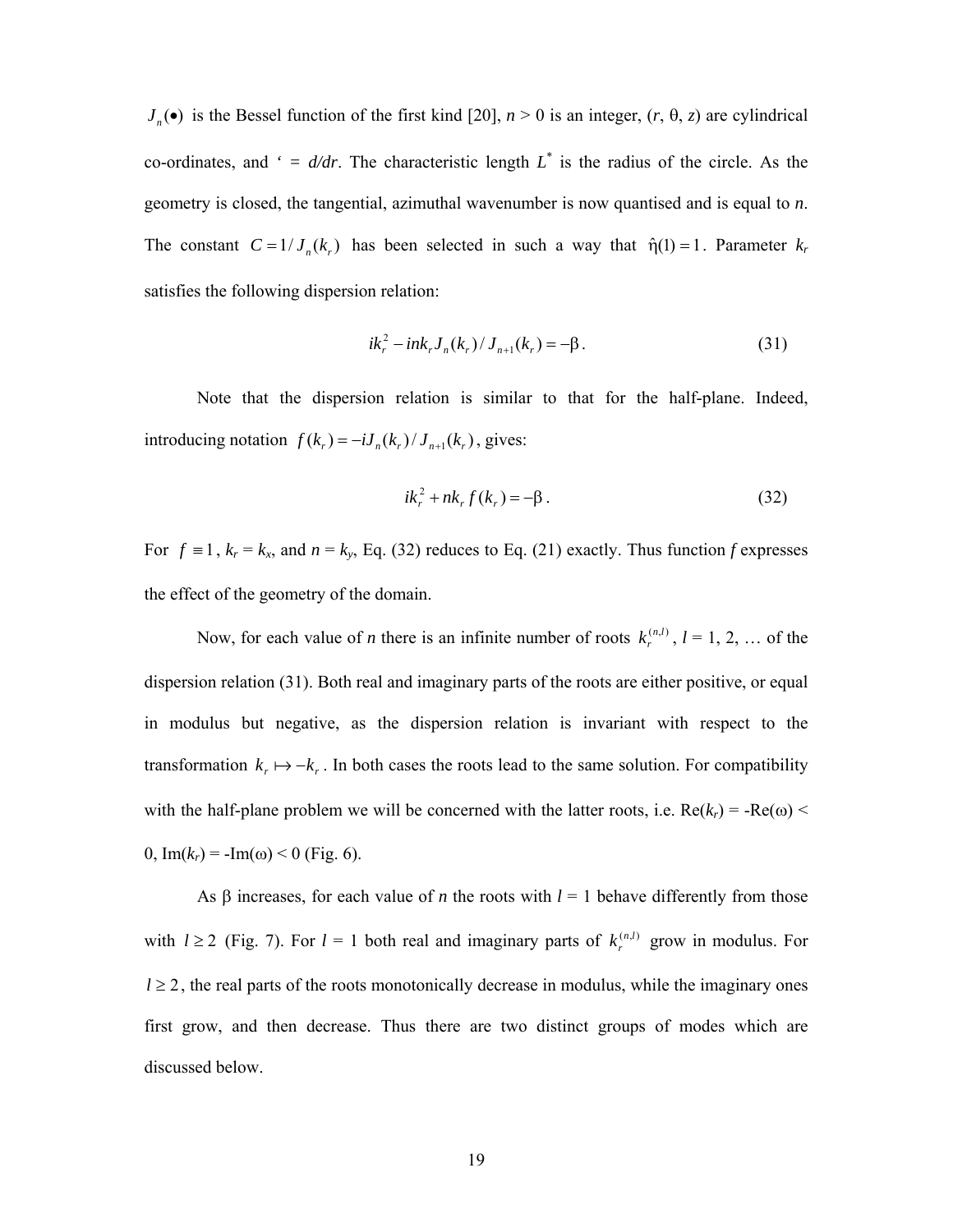$J_n(\bullet)$ is the Bessel function of the first kind [20], $n > 0$ is an integer, ($r$, θ, $z$) are cylindrical co-ordinates, and ‘ = $d/dr$. The characteristic length $L^*$ is the radius of the circle. As the geometry is closed, the tangential, azimuthal wavenumber is now quantised and is equal to $n$. The constant $C = 1/J_n(k_r)$ has been selected in such a way that $\hat{\eta}(1) = 1$. Parameter $k_r$ satisfies the following dispersion relation:

$$ik_r^2 - ink_r J_n(k_r)/J_{n+1}(k_r) = -\beta. \tag{31}$$

Note that the dispersion relation is similar to that for the half-plane. Indeed, introducing notation $f(k_r) = -iJ_n(k_r)/J_{n+1}(k_r)$, gives:

$$ik_r^2 + nk_r f(k_r) = -\beta. \tag{32}$$

For $f \equiv 1$, $k_r = k_x$, and $n = k_y$, Eq. (32) reduces to Eq. (21) exactly. Thus function $f$ expresses the effect of the geometry of the domain.

Now, for each value of $n$ there is an infinite number of roots $k_r^{(n,l)}$, $l$ = 1, 2, … of the dispersion relation (31). Both real and imaginary parts of the roots are either positive, or equal in modulus but negative, as the dispersion relation is invariant with respect to the transformation $k_r \mapsto -k_r$. In both cases the roots lead to the same solution. For compatibility with the half-plane problem we will be concerned with the latter roots, i.e. Re($k_r$) = -Re(ω) < 0, Im($k_r$) = -Im(ω) < 0 (Fig. 6).

As β increases, for each value of $n$ the roots with $l$ = 1 behave differently from those with $l \geq 2$ (Fig. 7). For $l$ = 1 both real and imaginary parts of $k_r^{(n,l)}$ grow in modulus. For $l \geq 2$, the real parts of the roots monotonically decrease in modulus, while the imaginary ones first grow, and then decrease. Thus there are two distinct groups of modes which are discussed below.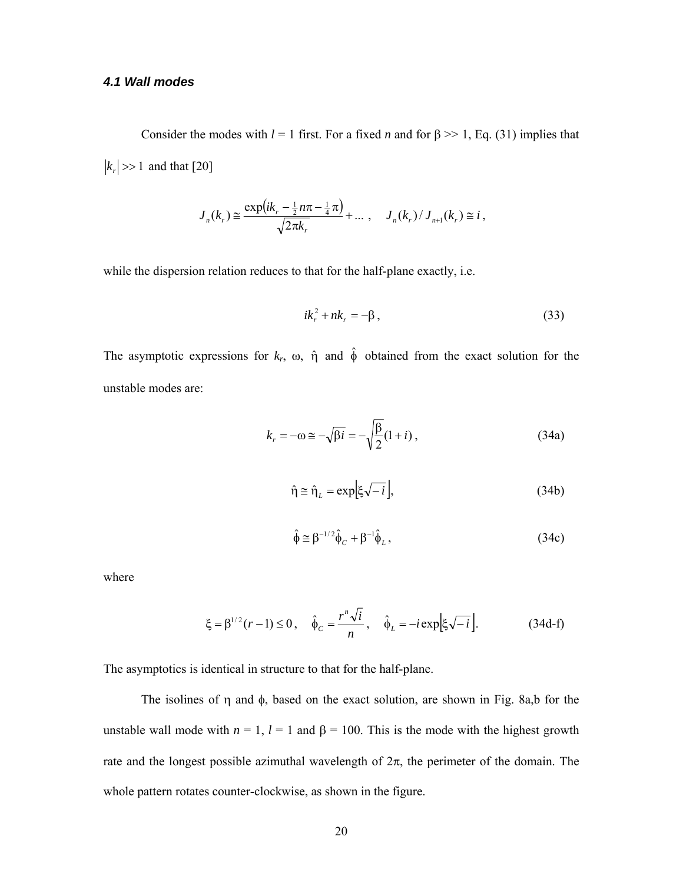### *4.1 Wall modes*

Consider the modes with $l = 1$ first. For a fixed $n$ and for $\beta >> 1$, Eq. (31) implies that $|k_r| >> 1$ and that [20]

$$J_n(k_r) \cong \frac{\exp\left(ik_r - \frac{1}{2}n\pi - \frac{1}{4}\pi\right)}{\sqrt{2\pi k_r}} + \ldots\,, \quad J_n(k_r)/J_{n+1}(k_r) \cong i\,,$$

while the dispersion relation reduces to that for the half-plane exactly, i.e.

$$ik_r^2 + nk_r = -\beta\,, \tag{33}$$

The asymptotic expressions for $k_r$, $\omega$, $\hat{\eta}$ and $\hat{\phi}$ obtained from the exact solution for the unstable modes are:

$$k_r = -\omega \cong -\sqrt{\beta i} = -\sqrt{\frac{\beta}{2}}(1+i)\,, \tag{34a}$$

$$\hat{\eta} \cong \hat{\eta}_L = \exp\left[\xi\sqrt{-i}\,\right], \tag{34b}$$

$$\hat{\phi} \cong \beta^{-1/2}\hat{\phi}_C + \beta^{-1}\hat{\phi}_L\,, \tag{34c}$$

where

$$\xi = \beta^{1/2}(r-1) \le 0\,, \quad \hat{\phi}_C = \frac{r^n\sqrt{i}}{n}\,, \quad \hat{\phi}_L = -i\exp\left[\xi\sqrt{-i}\,\right]. \tag{34d-f}$$

The asymptotics is identical in structure to that for the half-plane.

The isolines of $\eta$ and $\phi$, based on the exact solution, are shown in Fig. 8a,b for the unstable wall mode with $n = 1$, $l = 1$ and $\beta = 100$. This is the mode with the highest growth rate and the longest possible azimuthal wavelength of $2\pi$, the perimeter of the domain. The whole pattern rotates counter-clockwise, as shown in the figure.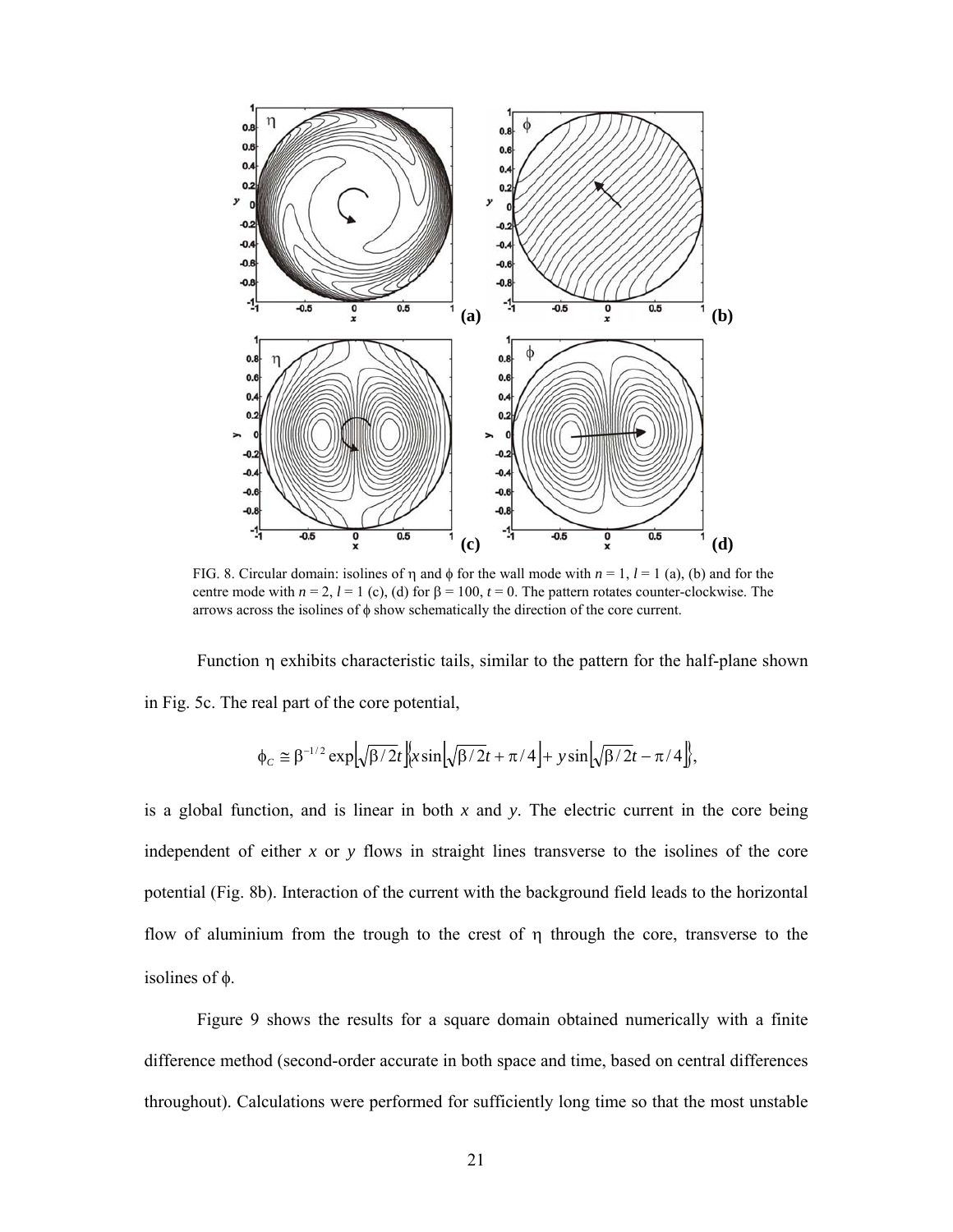FIG. 8. Circular domain: isolines of $\eta$ and $\phi$ for the wall mode with $n = 1$, $l = 1$ (a), (b) and for the centre mode with $n = 2$, $l = 1$ (c), (d) for $\beta = 100$, $t = 0$. The pattern rotates counter-clockwise. The arrows across the isolines of $\phi$ show schematically the direction of the core current.

Function $\eta$ exhibits characteristic tails, similar to the pattern for the half-plane shown in Fig. 5c. The real part of the core potential,

$$\phi_C \cong \beta^{-1/2} \exp\left[\sqrt{\beta/2}t\right]\left\{x \sin\left[\sqrt{\beta/2}t + \pi/4\right] + y \sin\left[\sqrt{\beta/2}t - \pi/4\right]\right\},$$

is a global function, and is linear in both $x$ and $y$. The electric current in the core being independent of either $x$ or $y$ flows in straight lines transverse to the isolines of the core potential (Fig. 8b). Interaction of the current with the background field leads to the horizontal flow of aluminium from the trough to the crest of $\eta$ through the core, transverse to the isolines of $\phi$.

Figure 9 shows the results for a square domain obtained numerically with a finite difference method (second-order accurate in both space and time, based on central differences throughout). Calculations were performed for sufficiently long time so that the most unstable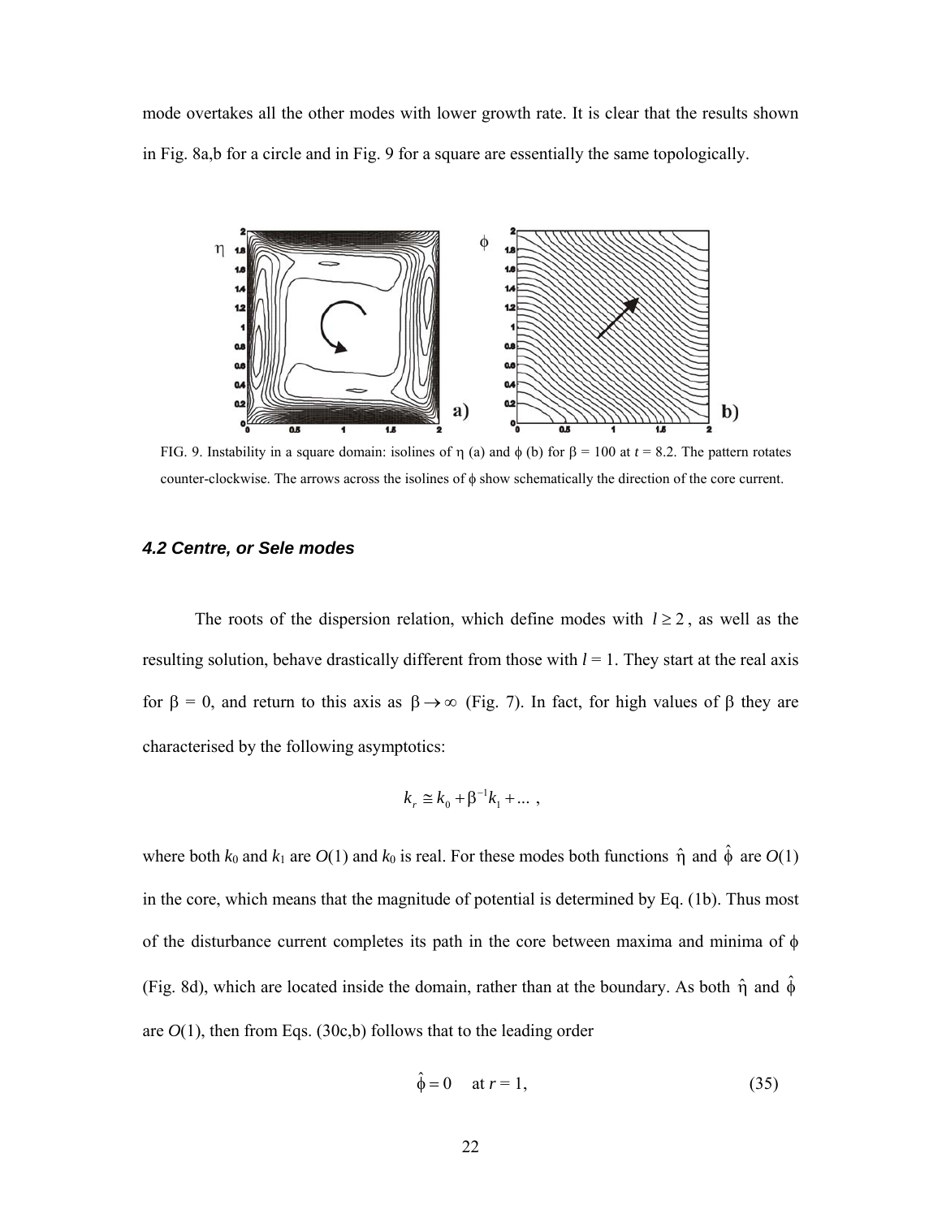mode overtakes all the other modes with lower growth rate. It is clear that the results shown in Fig. 8a,b for a circle and in Fig. 9 for a square are essentially the same topologically.

FIG. 9. Instability in a square domain: isolines of $\eta$ (a) and $\phi$ (b) for $\beta$ = 100 at $t$ = 8.2. The pattern rotates counter-clockwise. The arrows across the isolines of $\phi$ show schematically the direction of the core current.

### *4.2 Centre, or Sele modes*

The roots of the dispersion relation, which define modes with $l \geq 2$, as well as the resulting solution, behave drastically different from those with $l$ = 1. They start at the real axis for $\beta$ = 0, and return to this axis as $\beta \to \infty$ (Fig. 7). In fact, for high values of $\beta$ they are characterised by the following asymptotics:

$$k_r \cong k_0 + \beta^{-1} k_1 + \ldots ,$$

where both $k_0$ and $k_1$ are $O(1)$ and $k_0$ is real. For these modes both functions $\hat{\eta}$ and $\hat{\phi}$ are $O(1)$ in the core, which means that the magnitude of potential is determined by Eq. (1b). Thus most of the disturbance current completes its path in the core between maxima and minima of $\phi$ (Fig. 8d), which are located inside the domain, rather than at the boundary. As both $\hat{\eta}$ and $\hat{\phi}$ are $O(1)$, then from Eqs. (30c,b) follows that to the leading order

$$\hat{\phi} = 0 \quad \text{at } r = 1, \tag{35}$$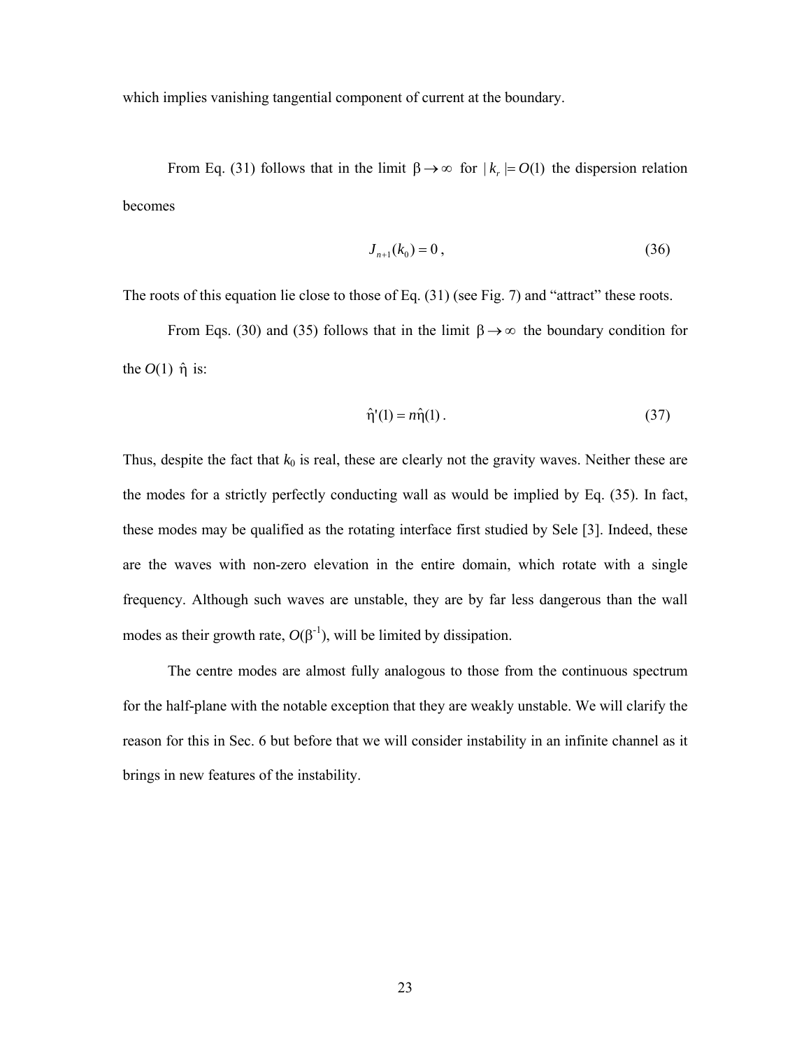which implies vanishing tangential component of current at the boundary.

From Eq. (31) follows that in the limit $\beta \to \infty$ for $|k_r| = O(1)$ the dispersion relation becomes

$$J_{n+1}(k_0) = 0\,, \tag{36}$$

The roots of this equation lie close to those of Eq. (31) (see Fig. 7) and “attract” these roots.

From Eqs. (30) and (35) follows that in the limit $\beta \to \infty$ the boundary condition for the $O(1)$ $\hat{\eta}$ is:

$$\hat{\eta}'(1) = n\hat{\eta}(1)\,. \tag{37}$$

Thus, despite the fact that $k_0$ is real, these are clearly not the gravity waves. Neither these are the modes for a strictly perfectly conducting wall as would be implied by Eq. (35). In fact, these modes may be qualified as the rotating interface first studied by Sele [3]. Indeed, these are the waves with non-zero elevation in the entire domain, which rotate with a single frequency. Although such waves are unstable, they are by far less dangerous than the wall modes as their growth rate, $O(\beta^{-1})$, will be limited by dissipation.

The centre modes are almost fully analogous to those from the continuous spectrum for the half-plane with the notable exception that they are weakly unstable. We will clarify the reason for this in Sec. 6 but before that we will consider instability in an infinite channel as it brings in new features of the instability.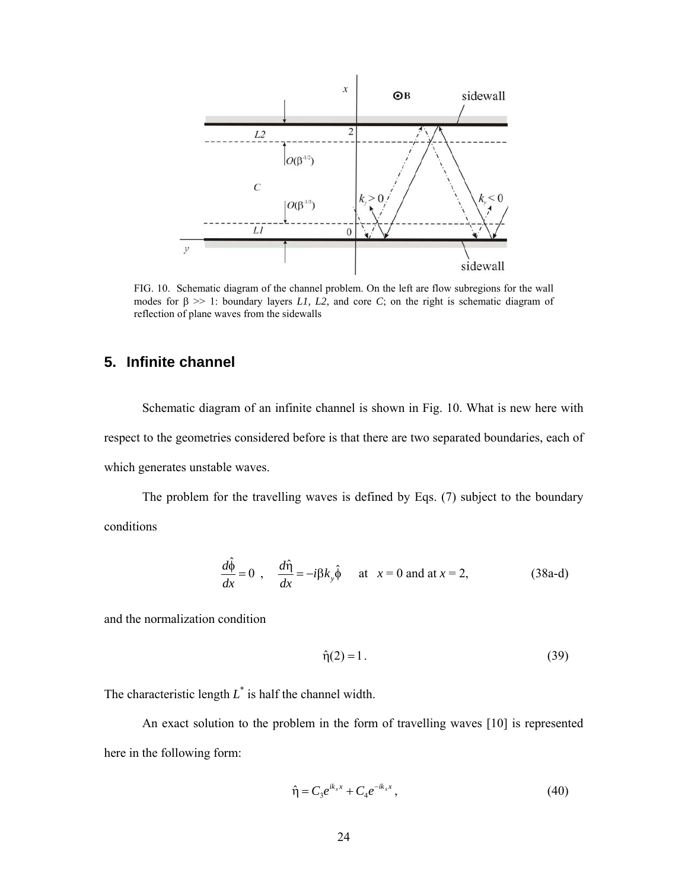FIG. 10. Schematic diagram of the channel problem. On the left are flow subregions for the wall modes for β >> 1: boundary layers *L1, L2*, and core *C*; on the right is schematic diagram of reflection of plane waves from the sidewalls

## 5. Infinite channel

Schematic diagram of an infinite channel is shown in Fig. 10. What is new here with respect to the geometries considered before is that there are two separated boundaries, each of which generates unstable waves.

The problem for the travelling waves is defined by Eqs. (7) subject to the boundary conditions

$$\frac{d\hat{\phi}}{dx} = 0 \ , \quad \frac{d\hat{\eta}}{dx} = -i\beta k_y \hat{\phi} \quad \text{at} \quad x = 0 \text{ and at } x = 2, \qquad \text{(38a-d)}$$

and the normalization condition

$$\hat{\eta}(2) = 1\,. \qquad (39)$$

The characteristic length $L^*$ is half the channel width.

An exact solution to the problem in the form of travelling waves [10] is represented here in the following form:

$$\hat{\eta} = C_3 e^{ik_x x} + C_4 e^{-ik_x x}\,, \qquad (40)$$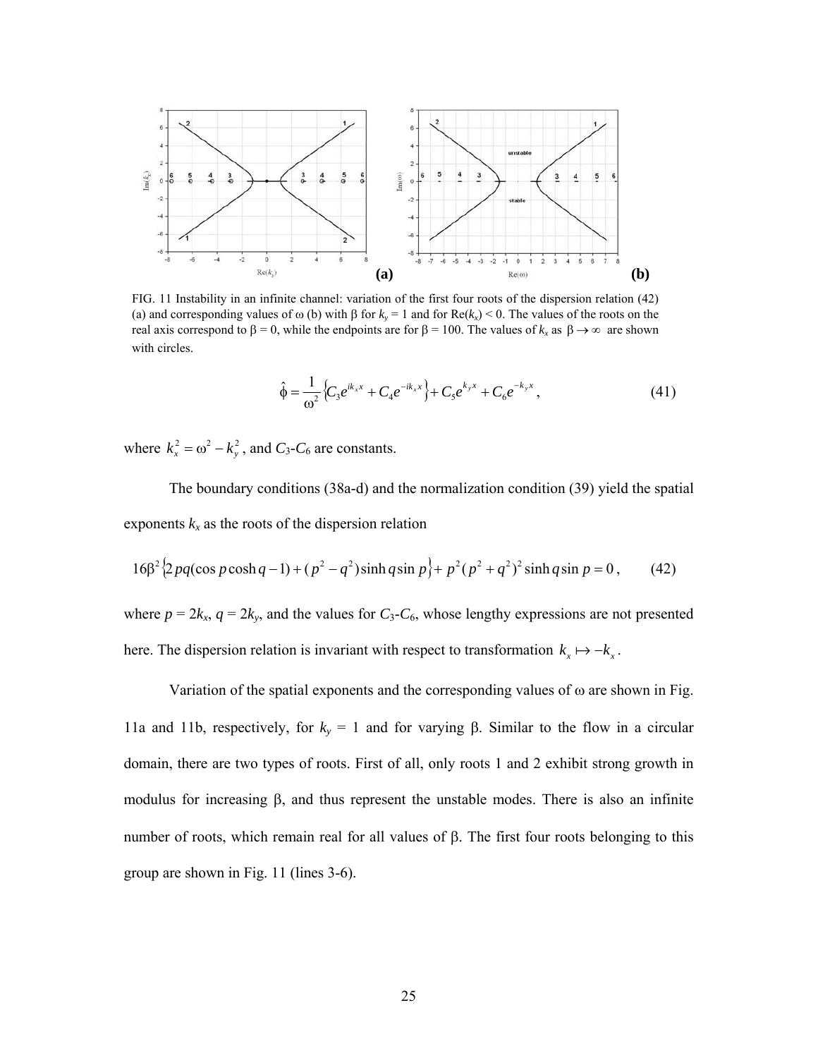FIG. 11 Instability in an infinite channel: variation of the first four roots of the dispersion relation (42) (a) and corresponding values of ω (b) with β for $k_y = 1$ and for $\mathrm{Re}(k_x) < 0$. The values of the roots on the real axis correspond to β = 0, while the endpoints are for β = 100. The values of $k_x$ as $\beta \to \infty$ are shown with circles.

$$\hat{\phi} = \frac{1}{\omega^2}\left\{C_3 e^{ik_x x} + C_4 e^{-ik_x x}\right\} + C_5 e^{k_y x} + C_6 e^{-k_y x}, \tag{41}$$

where $k_x^2 = \omega^2 - k_y^2$, and $C_3$-$C_6$ are constants.

The boundary conditions (38a-d) and the normalization condition (39) yield the spatial exponents $k_x$ as the roots of the dispersion relation

$$16\beta^2\left\{2pq(\cos p \cosh q - 1) + (p^2 - q^2)\sinh q \sin p\right\} + p^2(p^2 + q^2)^2 \sinh q \sin p = 0, \tag{42}$$

where $p = 2k_x$, $q = 2k_y$, and the values for $C_3$-$C_6$, whose lengthy expressions are not presented here. The dispersion relation is invariant with respect to transformation $k_x \mapsto -k_x$.

Variation of the spatial exponents and the corresponding values of ω are shown in Fig. 11a and 11b, respectively, for $k_y = 1$ and for varying β. Similar to the flow in a circular domain, there are two types of roots. First of all, only roots 1 and 2 exhibit strong growth in modulus for increasing β, and thus represent the unstable modes. There is also an infinite number of roots, which remain real for all values of β. The first four roots belonging to this group are shown in Fig. 11 (lines 3-6).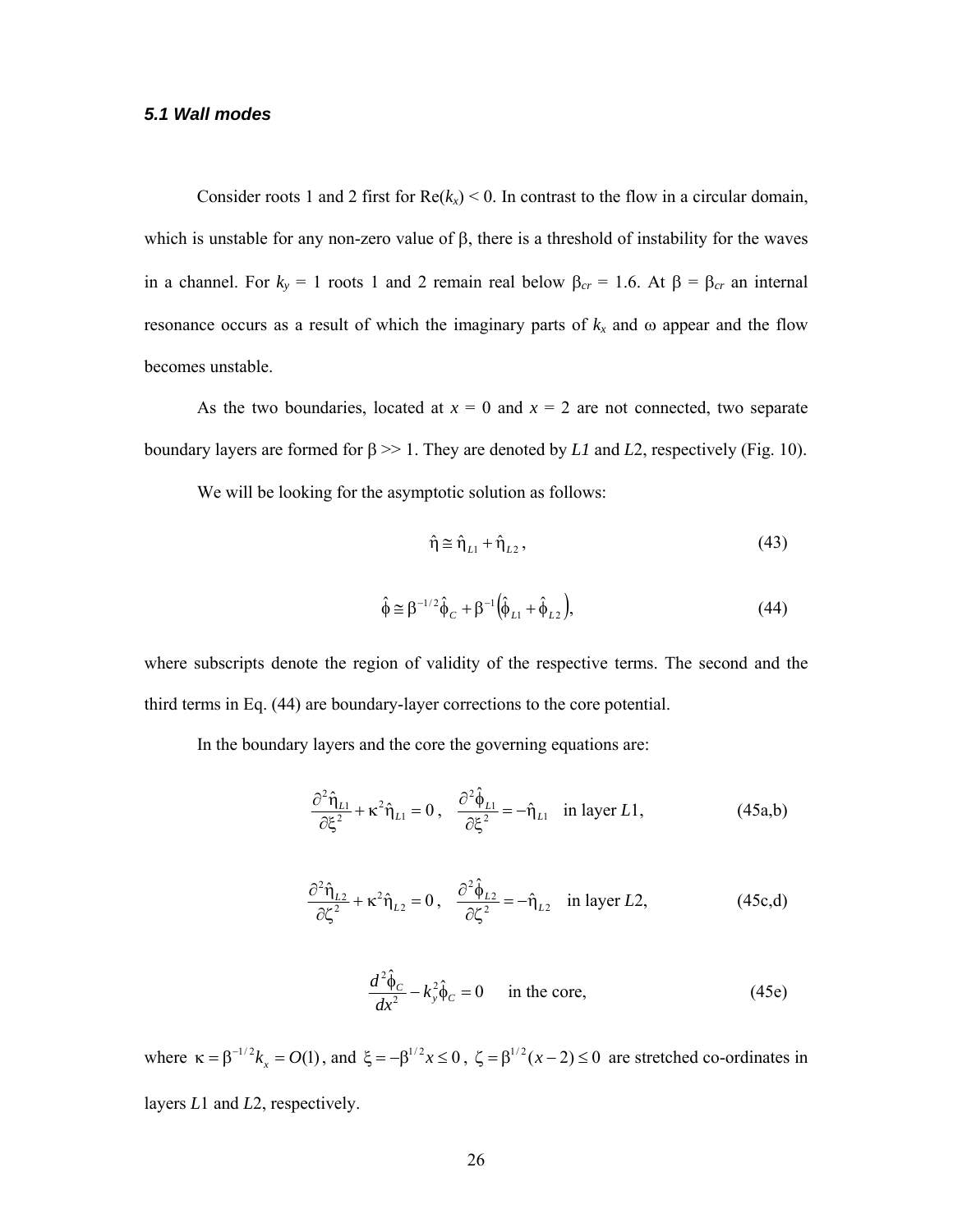### *5.1 Wall modes*

Consider roots 1 and 2 first for $\mathrm{Re}(k_x) < 0$. In contrast to the flow in a circular domain, which is unstable for any non-zero value of β, there is a threshold of instability for the waves in a channel. For $k_y = 1$ roots 1 and 2 remain real below $\beta_{cr} = 1.6$. At $\beta = \beta_{cr}$ an internal resonance occurs as a result of which the imaginary parts of $k_x$ and ω appear and the flow becomes unstable.

As the two boundaries, located at $x = 0$ and $x = 2$ are not connected, two separate boundary layers are formed for $\beta >> 1$. They are denoted by *L1* and *L2*, respectively (Fig. 10).

We will be looking for the asymptotic solution as follows:

$$\hat{\eta} \cong \hat{\eta}_{L1} + \hat{\eta}_{L2}, \tag{43}$$

$$\hat{\phi} \cong \beta^{-1/2}\hat{\phi}_C + \beta^{-1}\left(\hat{\phi}_{L1} + \hat{\phi}_{L2}\right), \tag{44}$$

where subscripts denote the region of validity of the respective terms. The second and the third terms in Eq. (44) are boundary-layer corrections to the core potential.

In the boundary layers and the core the governing equations are:

$$\frac{\partial^2 \hat{\eta}_{L1}}{\partial \xi^2} + \kappa^2 \hat{\eta}_{L1} = 0, \quad \frac{\partial^2 \hat{\phi}_{L1}}{\partial \xi^2} = -\hat{\eta}_{L1} \quad \text{in layer } L1, \tag{45a,b}$$

$$\frac{\partial^2 \hat{\eta}_{L2}}{\partial \zeta^2} + \kappa^2 \hat{\eta}_{L2} = 0, \quad \frac{\partial^2 \hat{\phi}_{L2}}{\partial \zeta^2} = -\hat{\eta}_{L2} \quad \text{in layer } L2, \tag{45c,d}$$

$$\frac{d^2 \hat{\phi}_C}{dx^2} - k_y^2 \hat{\phi}_C = 0 \quad \text{in the core,} \tag{45e}$$

where $\kappa = \beta^{-1/2} k_x = O(1)$, and $\xi = -\beta^{1/2} x \le 0$, $\zeta = \beta^{1/2}(x-2) \le 0$ are stretched co-ordinates in layers $L1$ and $L2$, respectively.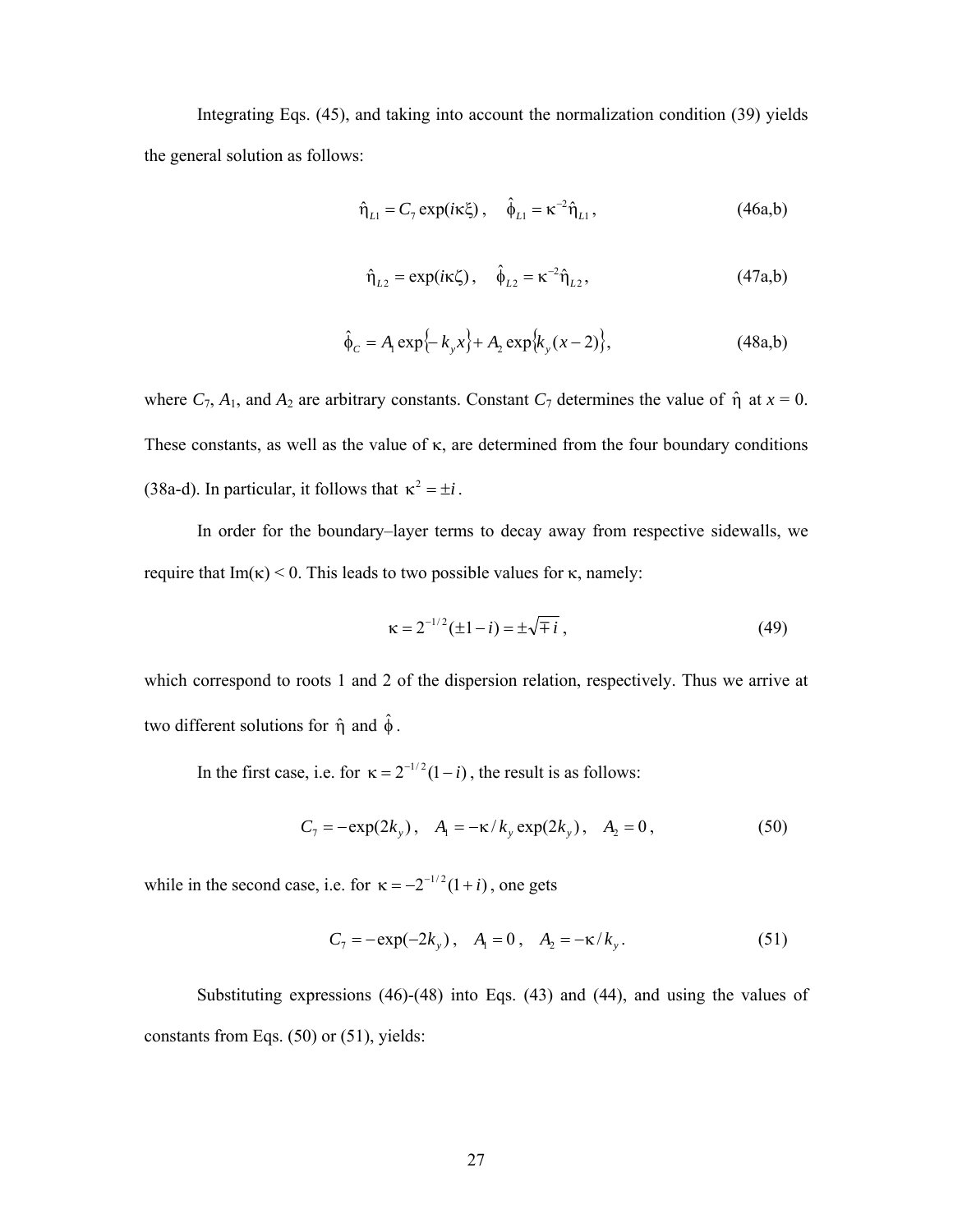Integrating Eqs. (45), and taking into account the normalization condition (39) yields the general solution as follows:

$$\hat{\eta}_{L1} = C_7 \exp(i\kappa\xi)\,, \quad \hat{\phi}_{L1} = \kappa^{-2}\hat{\eta}_{L1}\,, \tag{46a,b}$$

$$\hat{\eta}_{L2} = \exp(i\kappa\zeta)\,, \quad \hat{\phi}_{L2} = \kappa^{-2}\hat{\eta}_{L2}\,, \tag{47a,b}$$

$$\hat{\phi}_C = A_1 \exp\{-k_y x\} + A_2 \exp\{k_y (x-2)\}, \tag{48a,b}$$

where $C_7$, $A_1$, and $A_2$ are arbitrary constants. Constant $C_7$ determines the value of $\hat{\eta}$ at $x = 0$. These constants, as well as the value of $\kappa$, are determined from the four boundary conditions (38a-d). In particular, it follows that $\kappa^2 = \pm i$.

In order for the boundary–layer terms to decay away from respective sidewalls, we require that $\mathrm{Im}(\kappa) < 0$. This leads to two possible values for $\kappa$, namely:

$$\kappa = 2^{-1/2}(\pm 1 - i) = \pm\sqrt{\mp i}\,, \tag{49}$$

which correspond to roots 1 and 2 of the dispersion relation, respectively. Thus we arrive at two different solutions for $\hat{\eta}$ and $\hat{\phi}$.

In the first case, i.e. for $\kappa = 2^{-1/2}(1-i)$, the result is as follows:

$$C_7 = -\exp(2k_y)\,, \quad A_1 = -\kappa / k_y \exp(2k_y)\,, \quad A_2 = 0\,, \tag{50}$$

while in the second case, i.e. for $\kappa = -2^{-1/2}(1+i)$, one gets

$$C_7 = -\exp(-2k_y)\,, \quad A_1 = 0\,, \quad A_2 = -\kappa / k_y\,. \tag{51}$$

Substituting expressions (46)-(48) into Eqs. (43) and (44), and using the values of constants from Eqs. (50) or (51), yields: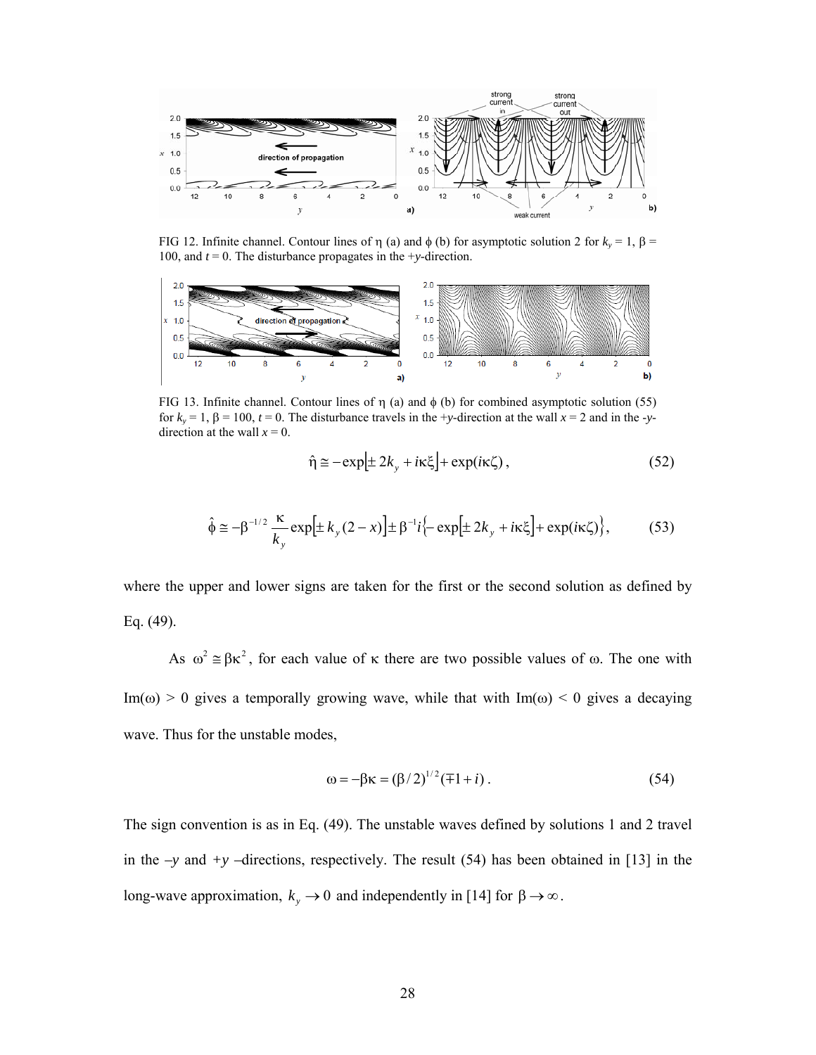FIG 12. Infinite channel. Contour lines of $\eta$ (a) and $\phi$ (b) for asymptotic solution 2 for $k_y = 1$, $\beta = 100$, and $t = 0$. The disturbance propagates in the $+y$-direction.

FIG 13. Infinite channel. Contour lines of $\eta$ (a) and $\phi$ (b) for combined asymptotic solution (55) for $k_y = 1$, $\beta = 100$, $t = 0$. The disturbance travels in the $+y$-direction at the wall $x = 2$ and in the $-y$-direction at the wall $x = 0$.

$$\hat{\eta} \cong -\exp\left[\pm 2k_y + i\kappa\xi\right] + \exp(i\kappa\zeta), \tag{52}$$

$$\hat{\phi} \cong -\beta^{-1/2}\frac{\kappa}{k_y}\exp\left[\pm k_y(2-x)\right] \pm \beta^{-1} i\left\{-\exp\left[\pm 2k_y + i\kappa\xi\right] + \exp(i\kappa\zeta)\right\}, \tag{53}$$

where the upper and lower signs are taken for the first or the second solution as defined by Eq. (49).

As $\omega^2 \cong \beta\kappa^2$, for each value of $\kappa$ there are two possible values of $\omega$. The one with $\mathrm{Im}(\omega) > 0$ gives a temporally growing wave, while that with $\mathrm{Im}(\omega) < 0$ gives a decaying wave. Thus for the unstable modes,

$$\omega = -\beta\kappa = (\beta/2)^{1/2}(\mp 1 + i). \tag{54}$$

The sign convention is as in Eq. (49). The unstable waves defined by solutions 1 and 2 travel in the $-y$ and $+y$ –directions, respectively. The result (54) has been obtained in [13] in the long-wave approximation, $k_y \to 0$ and independently in [14] for $\beta \to \infty$.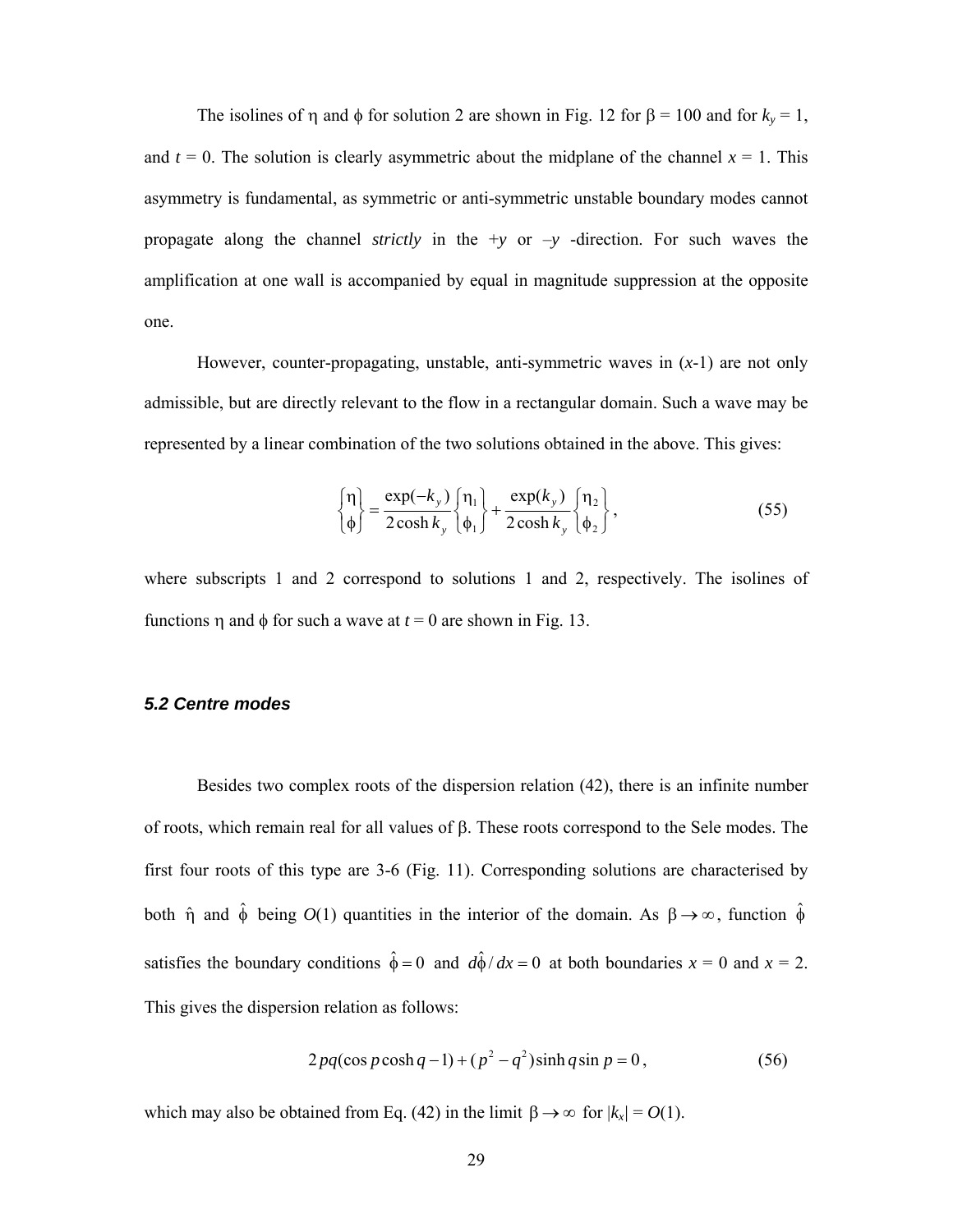The isolines of η and ϕ for solution 2 are shown in Fig. 12 for β = 100 and for $k_y = 1$, and $t = 0$. The solution is clearly asymmetric about the midplane of the channel $x = 1$. This asymmetry is fundamental, as symmetric or anti-symmetric unstable boundary modes cannot propagate along the channel *strictly* in the $+y$ or $-y$ -direction. For such waves the amplification at one wall is accompanied by equal in magnitude suppression at the opposite one.

However, counter-propagating, unstable, anti-symmetric waves in ($x$-1) are not only admissible, but are directly relevant to the flow in a rectangular domain. Such a wave may be represented by a linear combination of the two solutions obtained in the above. This gives:

$$\begin{Bmatrix} \eta \\ \phi \end{Bmatrix} = \frac{\exp(-k_y)}{2\cosh k_y} \begin{Bmatrix} \eta_1 \\ \phi_1 \end{Bmatrix} + \frac{\exp(k_y)}{2\cosh k_y} \begin{Bmatrix} \eta_2 \\ \phi_2 \end{Bmatrix}, \tag{55}$$

where subscripts 1 and 2 correspond to solutions 1 and 2, respectively. The isolines of functions η and ϕ for such a wave at $t = 0$ are shown in Fig. 13.

### *5.2 Centre modes*

Besides two complex roots of the dispersion relation (42), there is an infinite number of roots, which remain real for all values of β. These roots correspond to the Sele modes. The first four roots of this type are 3-6 (Fig. 11). Corresponding solutions are characterised by both $\hat{\eta}$ and $\hat{\phi}$ being $O(1)$ quantities in the interior of the domain. As $\beta \to \infty$, function $\hat{\phi}$ satisfies the boundary conditions $\hat{\phi} = 0$ and $d\hat{\phi}/dx = 0$ at both boundaries $x = 0$ and $x = 2$. This gives the dispersion relation as follows:

$$2pq(\cos p \cosh q - 1) + (p^2 - q^2)\sinh q \sin p = 0, \tag{56}$$

which may also be obtained from Eq. (42) in the limit $\beta \to \infty$ for $|k_x| = O(1)$.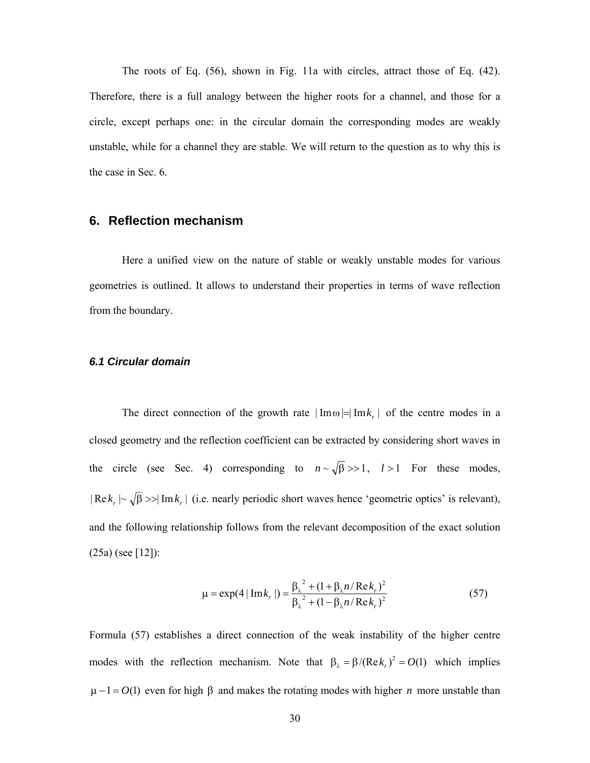The roots of Eq. (56), shown in Fig. 11a with circles, attract those of Eq. (42). Therefore, there is a full analogy between the higher roots for a channel, and those for a circle, except perhaps one: in the circular domain the corresponding modes are weakly unstable, while for a channel they are stable. We will return to the question as to why this is the case in Sec. 6.

## 6. Reflection mechanism

Here a unified view on the nature of stable or weakly unstable modes for various geometries is outlined. It allows to understand their properties in terms of wave reflection from the boundary.

### *6.1 Circular domain*

The direct connection of the growth rate $|\mathrm{Im}\,\omega| = |\mathrm{Im}\,k_r|$ of the centre modes in a closed geometry and the reflection coefficient can be extracted by considering short waves in the circle (see Sec. 4) corresponding to $n \sim \sqrt{\beta} >> 1$, $l > 1$ For these modes, $|\mathrm{Re}\,k_r| \sim \sqrt{\beta} >> |\mathrm{Im}\,k_r|$ (i.e. nearly periodic short waves hence 'geometric optics' is relevant), and the following relationship follows from the relevant decomposition of the exact solution (25a) (see [12]):

$$\mu = \exp(4\,|\,\mathrm{Im}\,k_r\,|) = \frac{\beta_\lambda^{\;2} + (1 + \beta_\lambda n / \mathrm{Re}\,k_r)^2}{\beta_\lambda^{\;2} + (1 - \beta_\lambda n / \mathrm{Re}\,k_r)^2} \qquad (57)$$

Formula (57) establishes a direct connection of the weak instability of the higher centre modes with the reflection mechanism. Note that $\beta_\lambda = \beta / (\mathrm{Re}\,k_r)^2 = O(1)$ which implies $\mu - 1 = O(1)$ even for high $\beta$ and makes the rotating modes with higher $n$ more unstable than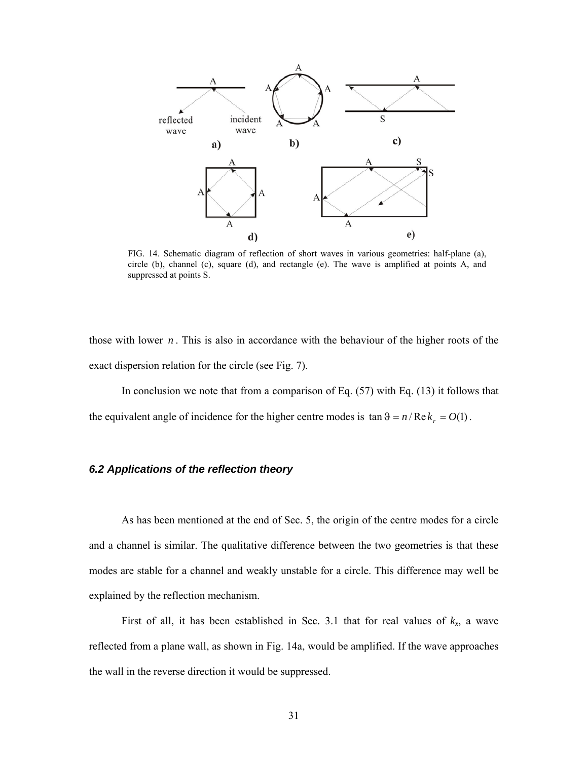FIG. 14. Schematic diagram of reflection of short waves in various geometries: half-plane (a), circle (b), channel (c), square (d), and rectangle (e). The wave is amplified at points A, and suppressed at points S.

those with lower $n$. This is also in accordance with the behaviour of the higher roots of the exact dispersion relation for the circle (see Fig. 7).

In conclusion we note that from a comparison of Eq. (57) with Eq. (13) it follows that the equivalent angle of incidence for the higher centre modes is $\tan \vartheta = n / \mathrm{Re}\, k_r = O(1)$.

### *6.2 Applications of the reflection theory*

As has been mentioned at the end of Sec. 5, the origin of the centre modes for a circle and a channel is similar. The qualitative difference between the two geometries is that these modes are stable for a channel and weakly unstable for a circle. This difference may well be explained by the reflection mechanism.

First of all, it has been established in Sec. 3.1 that for real values of $k_x$, a wave reflected from a plane wall, as shown in Fig. 14a, would be amplified. If the wave approaches the wall in the reverse direction it would be suppressed.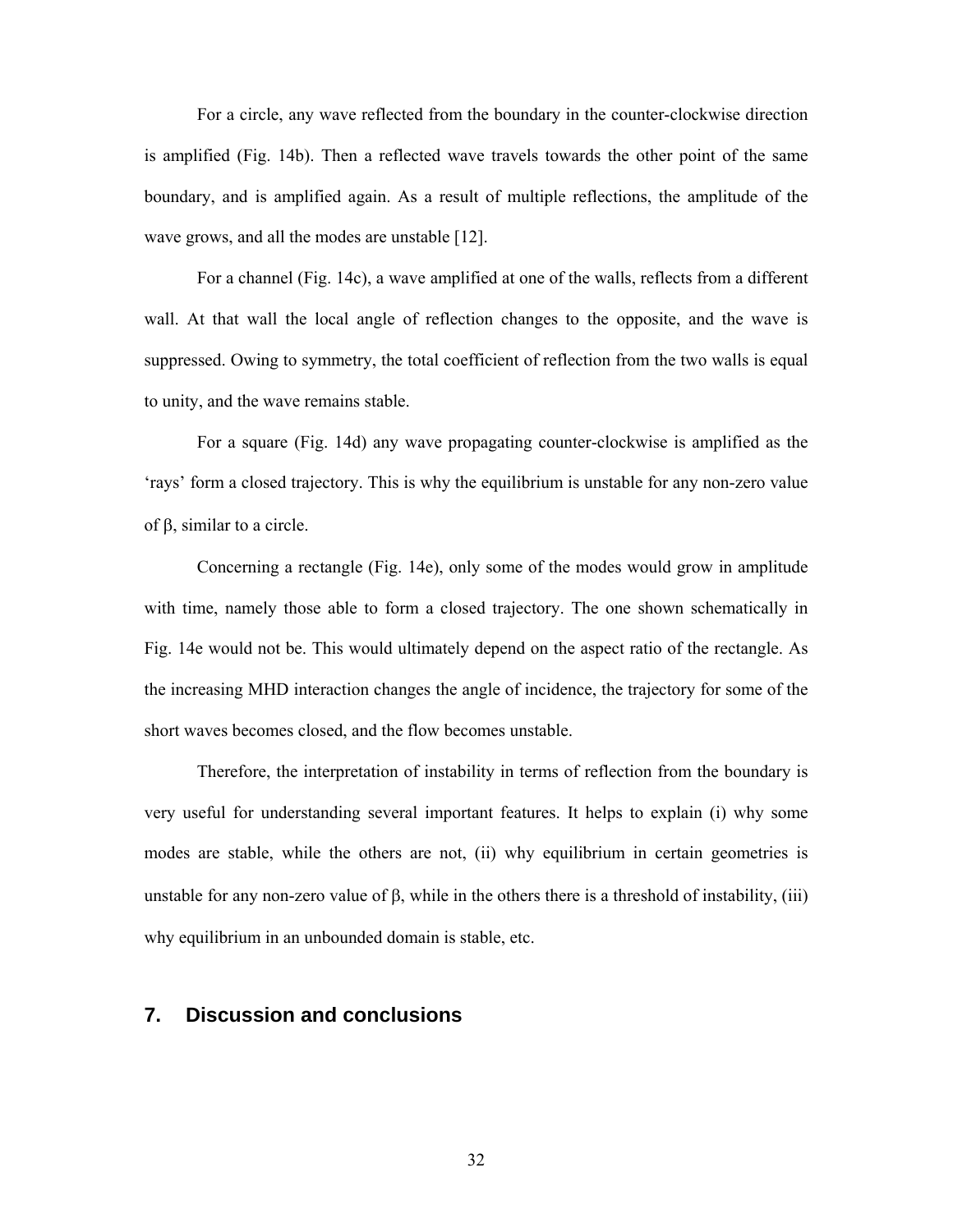For a circle, any wave reflected from the boundary in the counter-clockwise direction is amplified (Fig. 14b). Then a reflected wave travels towards the other point of the same boundary, and is amplified again. As a result of multiple reflections, the amplitude of the wave grows, and all the modes are unstable [12].

For a channel (Fig. 14c), a wave amplified at one of the walls, reflects from a different wall. At that wall the local angle of reflection changes to the opposite, and the wave is suppressed. Owing to symmetry, the total coefficient of reflection from the two walls is equal to unity, and the wave remains stable.

For a square (Fig. 14d) any wave propagating counter-clockwise is amplified as the 'rays' form a closed trajectory. This is why the equilibrium is unstable for any non-zero value of $\beta$, similar to a circle.

Concerning a rectangle (Fig. 14e), only some of the modes would grow in amplitude with time, namely those able to form a closed trajectory. The one shown schematically in Fig. 14e would not be. This would ultimately depend on the aspect ratio of the rectangle. As the increasing MHD interaction changes the angle of incidence, the trajectory for some of the short waves becomes closed, and the flow becomes unstable.

Therefore, the interpretation of instability in terms of reflection from the boundary is very useful for understanding several important features. It helps to explain (i) why some modes are stable, while the others are not, (ii) why equilibrium in certain geometries is unstable for any non-zero value of $\beta$, while in the others there is a threshold of instability, (iii) why equilibrium in an unbounded domain is stable, etc.

## 7. Discussion and conclusions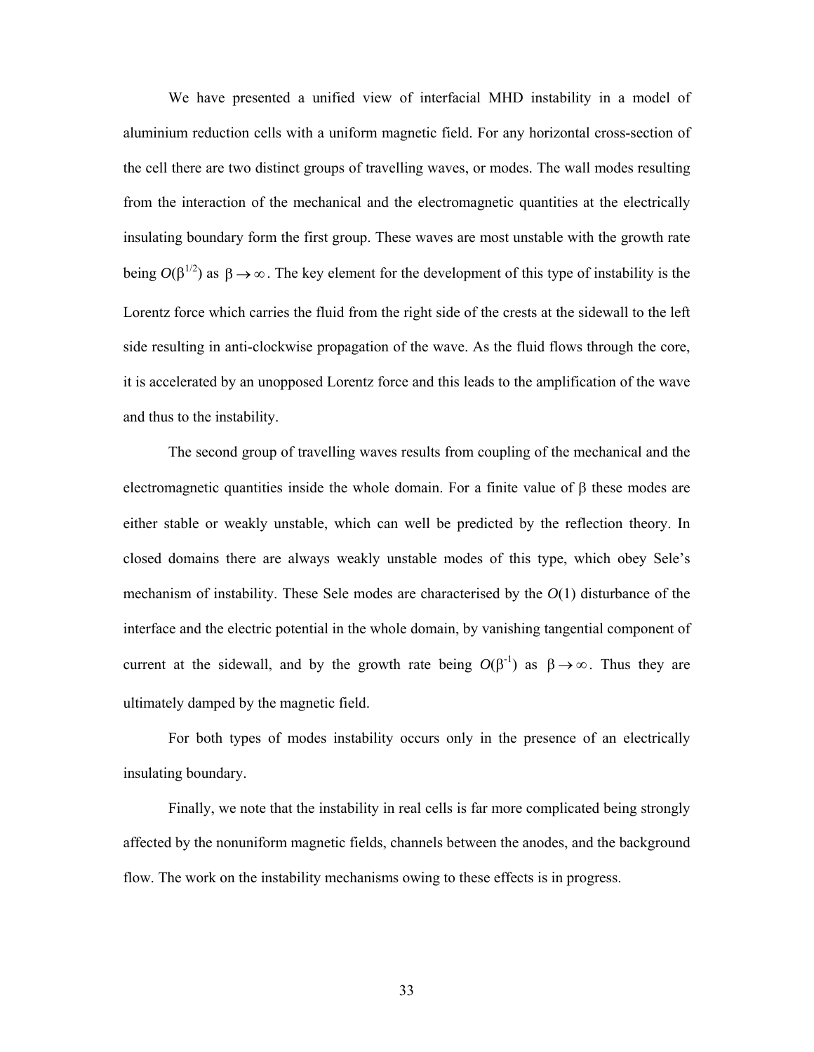We have presented a unified view of interfacial MHD instability in a model of aluminium reduction cells with a uniform magnetic field. For any horizontal cross-section of the cell there are two distinct groups of travelling waves, or modes. The wall modes resulting from the interaction of the mechanical and the electromagnetic quantities at the electrically insulating boundary form the first group. These waves are most unstable with the growth rate being $O(\beta^{1/2})$ as $\beta \rightarrow \infty$. The key element for the development of this type of instability is the Lorentz force which carries the fluid from the right side of the crests at the sidewall to the left side resulting in anti-clockwise propagation of the wave. As the fluid flows through the core, it is accelerated by an unopposed Lorentz force and this leads to the amplification of the wave and thus to the instability.

The second group of travelling waves results from coupling of the mechanical and the electromagnetic quantities inside the whole domain. For a finite value of $\beta$ these modes are either stable or weakly unstable, which can well be predicted by the reflection theory. In closed domains there are always weakly unstable modes of this type, which obey Sele's mechanism of instability. These Sele modes are characterised by the $O(1)$ disturbance of the interface and the electric potential in the whole domain, by vanishing tangential component of current at the sidewall, and by the growth rate being $O(\beta^{-1})$ as $\beta \rightarrow \infty$. Thus they are ultimately damped by the magnetic field.

For both types of modes instability occurs only in the presence of an electrically insulating boundary.

Finally, we note that the instability in real cells is far more complicated being strongly affected by the nonuniform magnetic fields, channels between the anodes, and the background flow. The work on the instability mechanisms owing to these effects is in progress.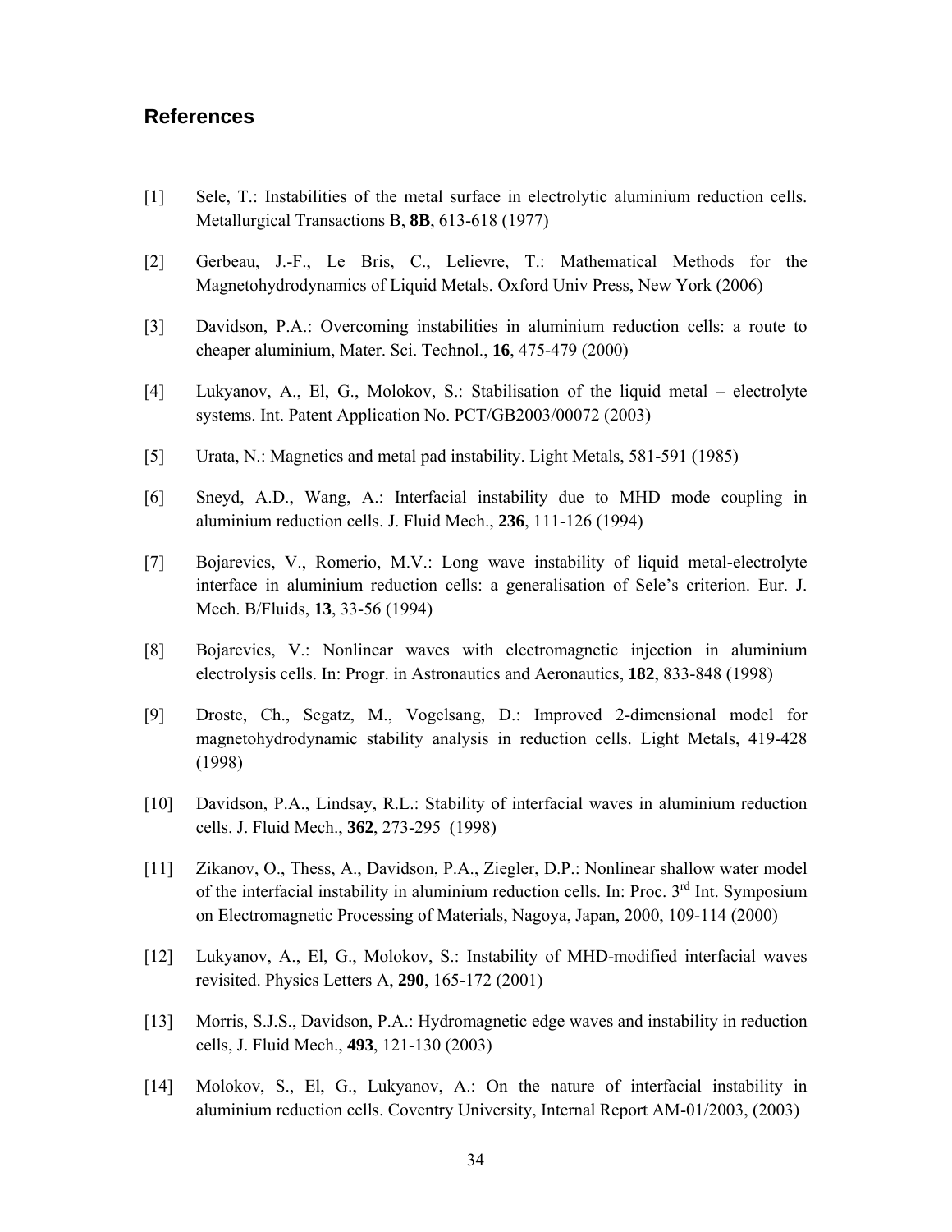## References

[1] Sele, T.: Instabilities of the metal surface in electrolytic aluminium reduction cells. Metallurgical Transactions B, **8B**, 613-618 (1977)

[2] Gerbeau, J.-F., Le Bris, C., Lelievre, T.: Mathematical Methods for the Magnetohydrodynamics of Liquid Metals. Oxford Univ Press, New York (2006)

[3] Davidson, P.A.: Overcoming instabilities in aluminium reduction cells: a route to cheaper aluminium, Mater. Sci. Technol., **16**, 475-479 (2000)

[4] Lukyanov, A., El, G., Molokov, S.: Stabilisation of the liquid metal – electrolyte systems. Int. Patent Application No. PCT/GB2003/00072 (2003)

[5] Urata, N.: Magnetics and metal pad instability. Light Metals, 581-591 (1985)

[6] Sneyd, A.D., Wang, A.: Interfacial instability due to MHD mode coupling in aluminium reduction cells. J. Fluid Mech., **236**, 111-126 (1994)

[7] Bojarevics, V., Romerio, M.V.: Long wave instability of liquid metal-electrolyte interface in aluminium reduction cells: a generalisation of Sele's criterion. Eur. J. Mech. B/Fluids, **13**, 33-56 (1994)

[8] Bojarevics, V.: Nonlinear waves with electromagnetic injection in aluminium electrolysis cells. In: Progr. in Astronautics and Aeronautics, **182**, 833-848 (1998)

[9] Droste, Ch., Segatz, M., Vogelsang, D.: Improved 2-dimensional model for magnetohydrodynamic stability analysis in reduction cells. Light Metals, 419-428 (1998)

[10] Davidson, P.A., Lindsay, R.L.: Stability of interfacial waves in aluminium reduction cells. J. Fluid Mech., **362**, 273-295 (1998)

[11] Zikanov, O., Thess, A., Davidson, P.A., Ziegler, D.P.: Nonlinear shallow water model of the interfacial instability in aluminium reduction cells. In: Proc. 3rd Int. Symposium on Electromagnetic Processing of Materials, Nagoya, Japan, 2000, 109-114 (2000)

[12] Lukyanov, A., El, G., Molokov, S.: Instability of MHD-modified interfacial waves revisited. Physics Letters A, **290**, 165-172 (2001)

[13] Morris, S.J.S., Davidson, P.A.: Hydromagnetic edge waves and instability in reduction cells, J. Fluid Mech., **493**, 121-130 (2003)

[14] Molokov, S., El, G., Lukyanov, A.: On the nature of interfacial instability in aluminium reduction cells. Coventry University, Internal Report AM-01/2003, (2003)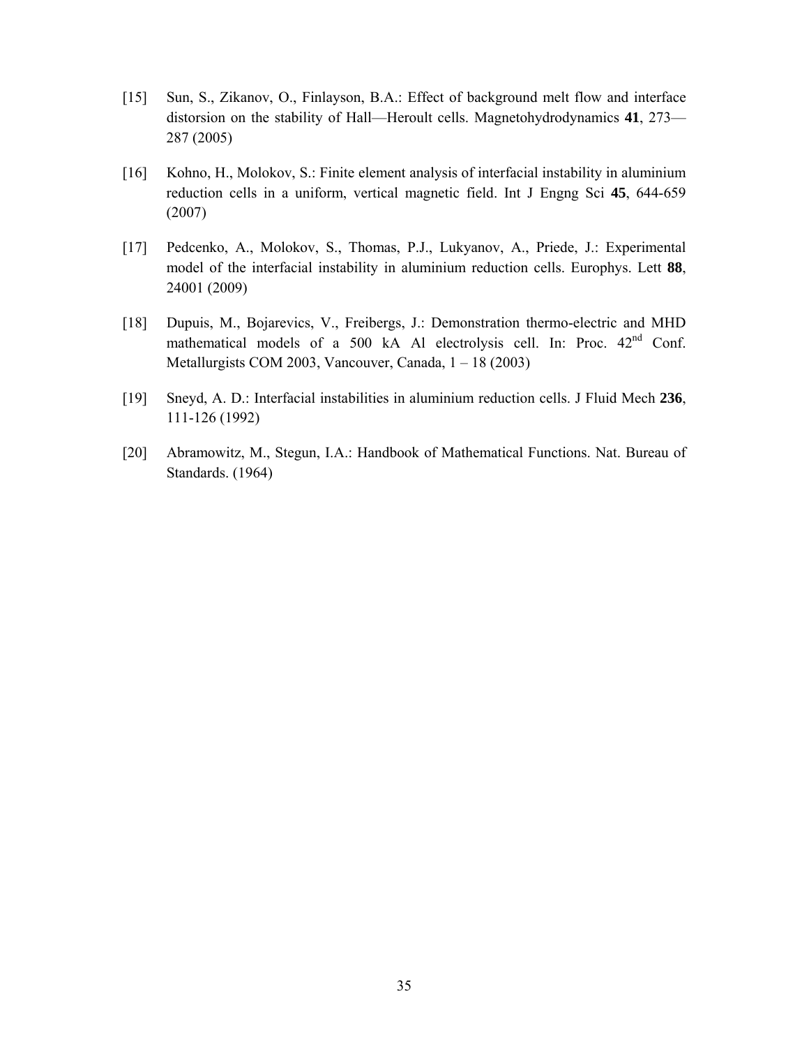[15] Sun, S., Zikanov, O., Finlayson, B.A.: Effect of background melt flow and interface distorsion on the stability of Hall—Heroult cells. Magnetohydrodynamics **41**, 273—287 (2005)

[16] Kohno, H., Molokov, S.: Finite element analysis of interfacial instability in aluminium reduction cells in a uniform, vertical magnetic field. Int J Engng Sci **45**, 644-659 (2007)

[17] Pedcenko, A., Molokov, S., Thomas, P.J., Lukyanov, A., Priede, J.: Experimental model of the interfacial instability in aluminium reduction cells. Europhys. Lett **88**, 24001 (2009)

[18] Dupuis, M., Bojarevics, V., Freibergs, J.: Demonstration thermo-electric and MHD mathematical models of a 500 kA Al electrolysis cell. In: Proc. 42nd Conf. Metallurgists COM 2003, Vancouver, Canada, 1 – 18 (2003)

[19] Sneyd, A. D.: Interfacial instabilities in aluminium reduction cells. J Fluid Mech **236**, 111-126 (1992)

[20] Abramowitz, M., Stegun, I.A.: Handbook of Mathematical Functions. Nat. Bureau of Standards. (1964)